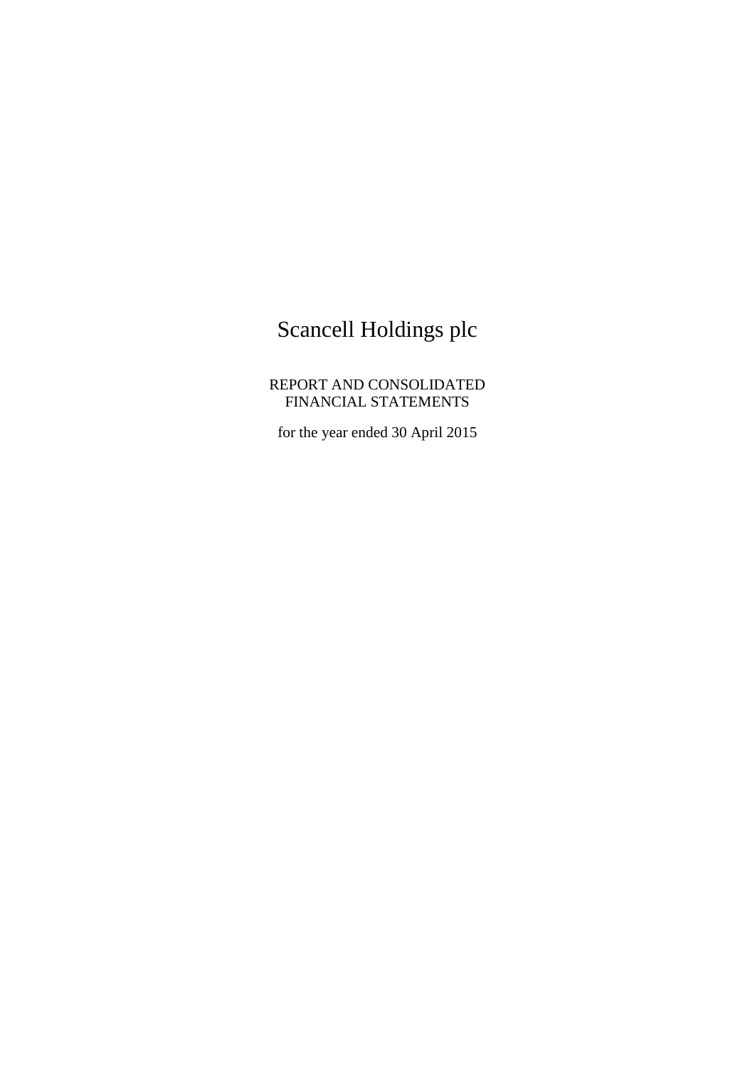# Scancell Holdings plc

REPORT AND CONSOLIDATED
FINANCIAL STATEMENTS

for the year ended 30 April 2015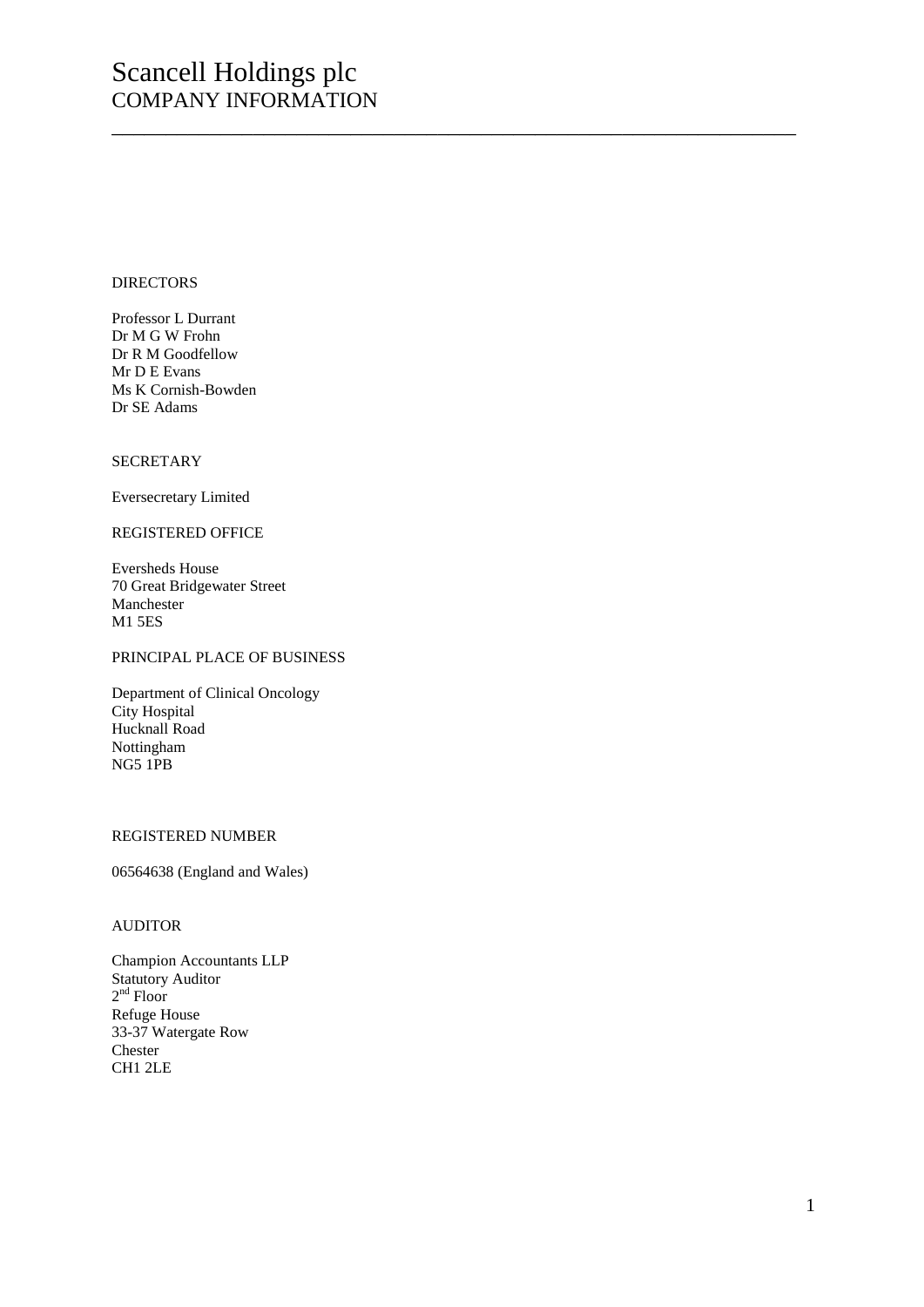# Scancell Holdings plc
## COMPANY INFORMATION

DIRECTORS

Professor L Durrant
Dr M G W Frohn
Dr R M Goodfellow
Mr D E Evans
Ms K Cornish-Bowden
Dr SE Adams

SECRETARY

Eversecretary Limited

REGISTERED OFFICE

Eversheds House
70 Great Bridgewater Street
Manchester
M1 5ES

PRINCIPAL PLACE OF BUSINESS

Department of Clinical Oncology
City Hospital
Hucknall Road
Nottingham
NG5 1PB

REGISTERED NUMBER

06564638 (England and Wales)

AUDITOR

Champion Accountants LLP
Statutory Auditor
2nd Floor
Refuge House
33-37 Watergate Row
Chester
CH1 2LE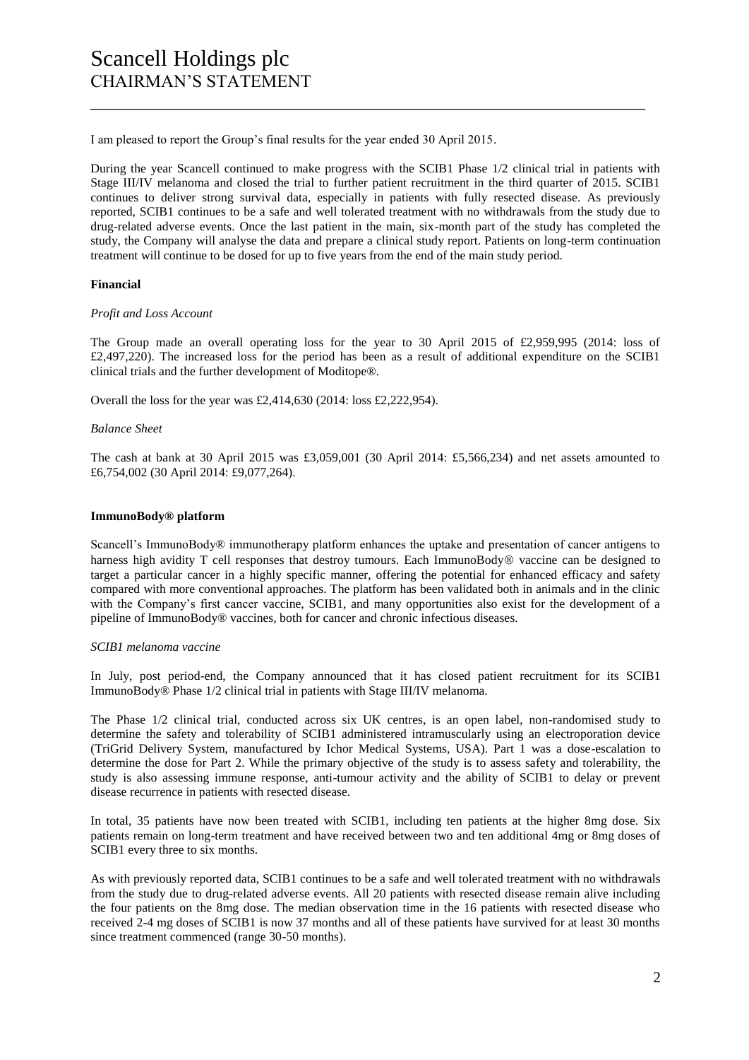# Scancell Holdings plc
## CHAIRMAN'S STATEMENT

I am pleased to report the Group's final results for the year ended 30 April 2015.

During the year Scancell continued to make progress with the SCIB1 Phase 1/2 clinical trial in patients with Stage III/IV melanoma and closed the trial to further patient recruitment in the third quarter of 2015. SCIB1 continues to deliver strong survival data, especially in patients with fully resected disease. As previously reported, SCIB1 continues to be a safe and well tolerated treatment with no withdrawals from the study due to drug-related adverse events. Once the last patient in the main, six-month part of the study has completed the study, the Company will analyse the data and prepare a clinical study report. Patients on long-term continuation treatment will continue to be dosed for up to five years from the end of the main study period.

**Financial**

*Profit and Loss Account*

The Group made an overall operating loss for the year to 30 April 2015 of £2,959,995 (2014: loss of £2,497,220). The increased loss for the period has been as a result of additional expenditure on the SCIB1 clinical trials and the further development of Moditope®.

Overall the loss for the year was £2,414,630 (2014: loss £2,222,954).

*Balance Sheet*

The cash at bank at 30 April 2015 was £3,059,001 (30 April 2014: £5,566,234) and net assets amounted to £6,754,002 (30 April 2014: £9,077,264).

**ImmunoBody® platform**

Scancell's ImmunoBody® immunotherapy platform enhances the uptake and presentation of cancer antigens to harness high avidity T cell responses that destroy tumours. Each ImmunoBody® vaccine can be designed to target a particular cancer in a highly specific manner, offering the potential for enhanced efficacy and safety compared with more conventional approaches. The platform has been validated both in animals and in the clinic with the Company's first cancer vaccine, SCIB1, and many opportunities also exist for the development of a pipeline of ImmunoBody® vaccines, both for cancer and chronic infectious diseases.

*SCIB1 melanoma vaccine*

In July, post period-end, the Company announced that it has closed patient recruitment for its SCIB1 ImmunoBody® Phase 1/2 clinical trial in patients with Stage III/IV melanoma.

The Phase 1/2 clinical trial, conducted across six UK centres, is an open label, non-randomised study to determine the safety and tolerability of SCIB1 administered intramuscularly using an electroporation device (TriGrid Delivery System, manufactured by Ichor Medical Systems, USA). Part 1 was a dose-escalation to determine the dose for Part 2. While the primary objective of the study is to assess safety and tolerability, the study is also assessing immune response, anti-tumour activity and the ability of SCIB1 to delay or prevent disease recurrence in patients with resected disease.

In total, 35 patients have now been treated with SCIB1, including ten patients at the higher 8mg dose. Six patients remain on long-term treatment and have received between two and ten additional 4mg or 8mg doses of SCIB1 every three to six months.

As with previously reported data, SCIB1 continues to be a safe and well tolerated treatment with no withdrawals from the study due to drug-related adverse events. All 20 patients with resected disease remain alive including the four patients on the 8mg dose. The median observation time in the 16 patients with resected disease who received 2-4 mg doses of SCIB1 is now 37 months and all of these patients have survived for at least 30 months since treatment commenced (range 30-50 months).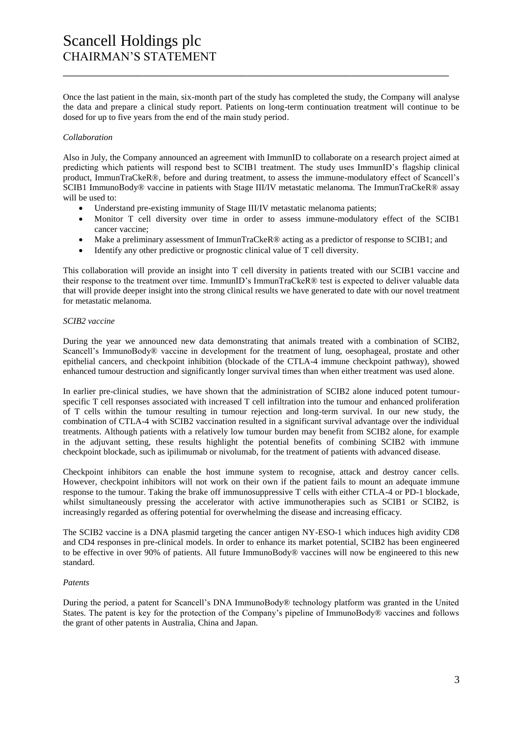Once the last patient in the main, six-month part of the study has completed the study, the Company will analyse the data and prepare a clinical study report. Patients on long-term continuation treatment will continue to be dosed for up to five years from the end of the main study period.

*Collaboration*

Also in July, the Company announced an agreement with ImmunID to collaborate on a research project aimed at predicting which patients will respond best to SCIB1 treatment. The study uses ImmunID's flagship clinical product, ImmunTraCkeR®, before and during treatment, to assess the immune-modulatory effect of Scancell's SCIB1 ImmunoBody® vaccine in patients with Stage III/IV metastatic melanoma. The ImmunTraCkeR® assay will be used to:

- Understand pre-existing immunity of Stage III/IV metastatic melanoma patients;
- Monitor T cell diversity over time in order to assess immune-modulatory effect of the SCIB1 cancer vaccine;
- Make a preliminary assessment of ImmunTraCkeR® acting as a predictor of response to SCIB1; and
- Identify any other predictive or prognostic clinical value of T cell diversity.

This collaboration will provide an insight into T cell diversity in patients treated with our SCIB1 vaccine and their response to the treatment over time. ImmunID's ImmunTraCkeR® test is expected to deliver valuable data that will provide deeper insight into the strong clinical results we have generated to date with our novel treatment for metastatic melanoma.

*SCIB2 vaccine*

During the year we announced new data demonstrating that animals treated with a combination of SCIB2, Scancell's ImmunoBody® vaccine in development for the treatment of lung, oesophageal, prostate and other epithelial cancers, and checkpoint inhibition (blockade of the CTLA-4 immune checkpoint pathway), showed enhanced tumour destruction and significantly longer survival times than when either treatment was used alone.

In earlier pre-clinical studies, we have shown that the administration of SCIB2 alone induced potent tumour-specific T cell responses associated with increased T cell infiltration into the tumour and enhanced proliferation of T cells within the tumour resulting in tumour rejection and long-term survival. In our new study, the combination of CTLA-4 with SCIB2 vaccination resulted in a significant survival advantage over the individual treatments. Although patients with a relatively low tumour burden may benefit from SCIB2 alone, for example in the adjuvant setting, these results highlight the potential benefits of combining SCIB2 with immune checkpoint blockade, such as ipilimumab or nivolumab, for the treatment of patients with advanced disease.

Checkpoint inhibitors can enable the host immune system to recognise, attack and destroy cancer cells. However, checkpoint inhibitors will not work on their own if the patient fails to mount an adequate immune response to the tumour. Taking the brake off immunosuppressive T cells with either CTLA-4 or PD-1 blockade, whilst simultaneously pressing the accelerator with active immunotherapies such as SCIB1 or SCIB2, is increasingly regarded as offering potential for overwhelming the disease and increasing efficacy.

The SCIB2 vaccine is a DNA plasmid targeting the cancer antigen NY-ESO-1 which induces high avidity CD8 and CD4 responses in pre-clinical models. In order to enhance its market potential, SCIB2 has been engineered to be effective in over 90% of patients. All future ImmunoBody® vaccines will now be engineered to this new standard.

*Patents*

During the period, a patent for Scancell's DNA ImmunoBody® technology platform was granted in the United States. The patent is key for the protection of the Company's pipeline of ImmunoBody® vaccines and follows the grant of other patents in Australia, China and Japan.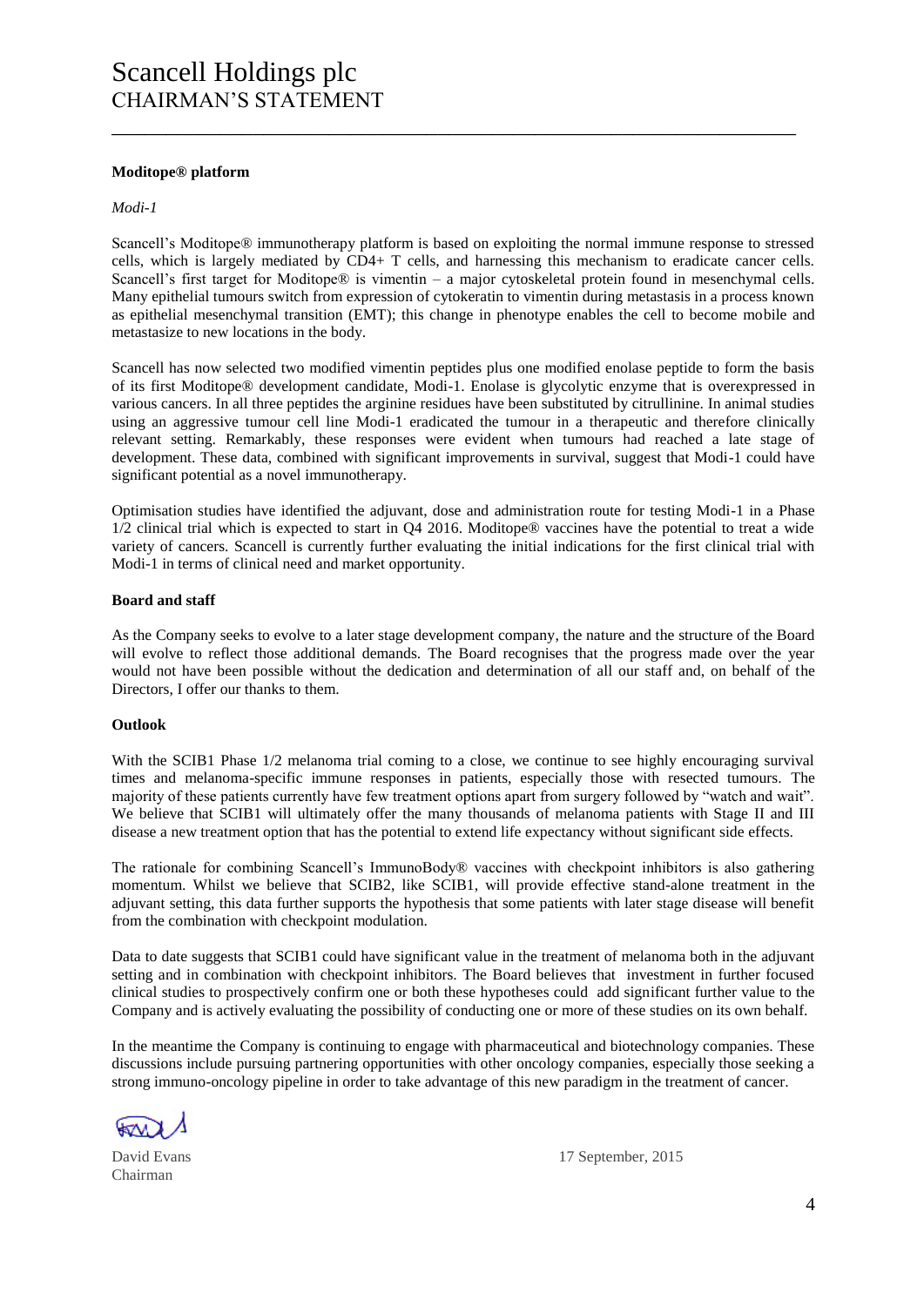**Moditope® platform**

*Modi-1*

Scancell's Moditope® immunotherapy platform is based on exploiting the normal immune response to stressed cells, which is largely mediated by CD4+ T cells, and harnessing this mechanism to eradicate cancer cells. Scancell's first target for Moditope® is vimentin – a major cytoskeletal protein found in mesenchymal cells. Many epithelial tumours switch from expression of cytokeratin to vimentin during metastasis in a process known as epithelial mesenchymal transition (EMT); this change in phenotype enables the cell to become mobile and metastasize to new locations in the body.

Scancell has now selected two modified vimentin peptides plus one modified enolase peptide to form the basis of its first Moditope® development candidate, Modi-1. Enolase is glycolytic enzyme that is overexpressed in various cancers. In all three peptides the arginine residues have been substituted by citrullinine. In animal studies using an aggressive tumour cell line Modi-1 eradicated the tumour in a therapeutic and therefore clinically relevant setting. Remarkably, these responses were evident when tumours had reached a late stage of development. These data, combined with significant improvements in survival, suggest that Modi-1 could have significant potential as a novel immunotherapy.

Optimisation studies have identified the adjuvant, dose and administration route for testing Modi-1 in a Phase 1/2 clinical trial which is expected to start in Q4 2016. Moditope® vaccines have the potential to treat a wide variety of cancers. Scancell is currently further evaluating the initial indications for the first clinical trial with Modi-1 in terms of clinical need and market opportunity.

**Board and staff**

As the Company seeks to evolve to a later stage development company, the nature and the structure of the Board will evolve to reflect those additional demands. The Board recognises that the progress made over the year would not have been possible without the dedication and determination of all our staff and, on behalf of the Directors, I offer our thanks to them.

**Outlook**

With the SCIB1 Phase 1/2 melanoma trial coming to a close, we continue to see highly encouraging survival times and melanoma-specific immune responses in patients, especially those with resected tumours. The majority of these patients currently have few treatment options apart from surgery followed by "watch and wait". We believe that SCIB1 will ultimately offer the many thousands of melanoma patients with Stage II and III disease a new treatment option that has the potential to extend life expectancy without significant side effects.

The rationale for combining Scancell's ImmunoBody® vaccines with checkpoint inhibitors is also gathering momentum. Whilst we believe that SCIB2, like SCIB1, will provide effective stand-alone treatment in the adjuvant setting, this data further supports the hypothesis that some patients with later stage disease will benefit from the combination with checkpoint modulation.

Data to date suggests that SCIB1 could have significant value in the treatment of melanoma both in the adjuvant setting and in combination with checkpoint inhibitors. The Board believes that investment in further focused clinical studies to prospectively confirm one or both these hypotheses could add significant further value to the Company and is actively evaluating the possibility of conducting one or more of these studies on its own behalf.

In the meantime the Company is continuing to engage with pharmaceutical and biotechnology companies. These discussions include pursuing partnering opportunities with other oncology companies, especially those seeking a strong immuno-oncology pipeline in order to take advantage of this new paradigm in the treatment of cancer.

David Evans
Chairman

17 September, 2015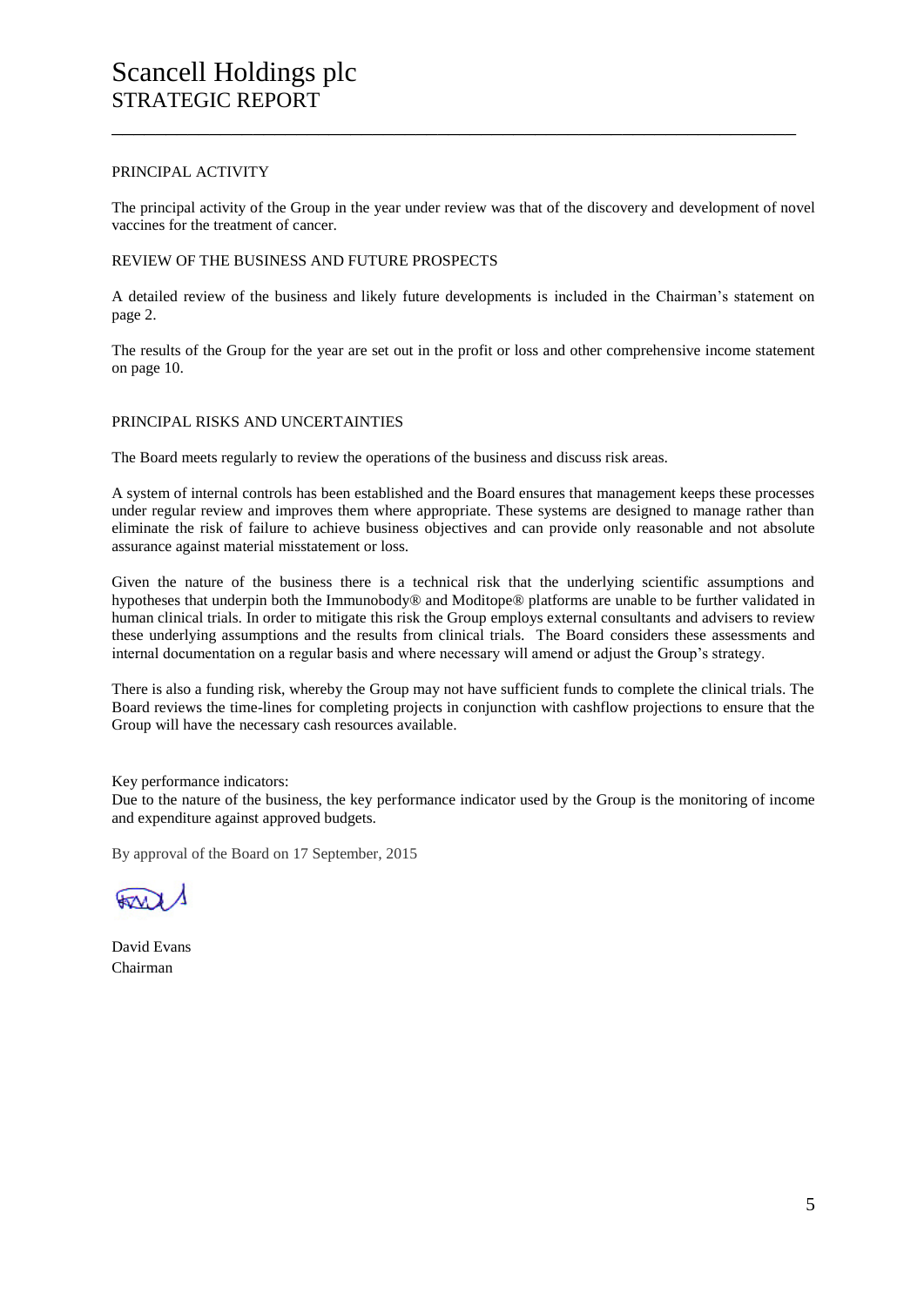# Scancell Holdings plc

## STRATEGIC REPORT

### PRINCIPAL ACTIVITY

The principal activity of the Group in the year under review was that of the discovery and development of novel vaccines for the treatment of cancer.

### REVIEW OF THE BUSINESS AND FUTURE PROSPECTS

A detailed review of the business and likely future developments is included in the Chairman's statement on page 2.

The results of the Group for the year are set out in the profit or loss and other comprehensive income statement on page 10.

### PRINCIPAL RISKS AND UNCERTAINTIES

The Board meets regularly to review the operations of the business and discuss risk areas.

A system of internal controls has been established and the Board ensures that management keeps these processes under regular review and improves them where appropriate. These systems are designed to manage rather than eliminate the risk of failure to achieve business objectives and can provide only reasonable and not absolute assurance against material misstatement or loss.

Given the nature of the business there is a technical risk that the underlying scientific assumptions and hypotheses that underpin both the Immunobody® and Moditope® platforms are unable to be further validated in human clinical trials. In order to mitigate this risk the Group employs external consultants and advisers to review these underlying assumptions and the results from clinical trials. The Board considers these assessments and internal documentation on a regular basis and where necessary will amend or adjust the Group's strategy.

There is also a funding risk, whereby the Group may not have sufficient funds to complete the clinical trials. The Board reviews the time-lines for completing projects in conjunction with cashflow projections to ensure that the Group will have the necessary cash resources available.

Key performance indicators:
Due to the nature of the business, the key performance indicator used by the Group is the monitoring of income and expenditure against approved budgets.

By approval of the Board on 17 September, 2015

David Evans
Chairman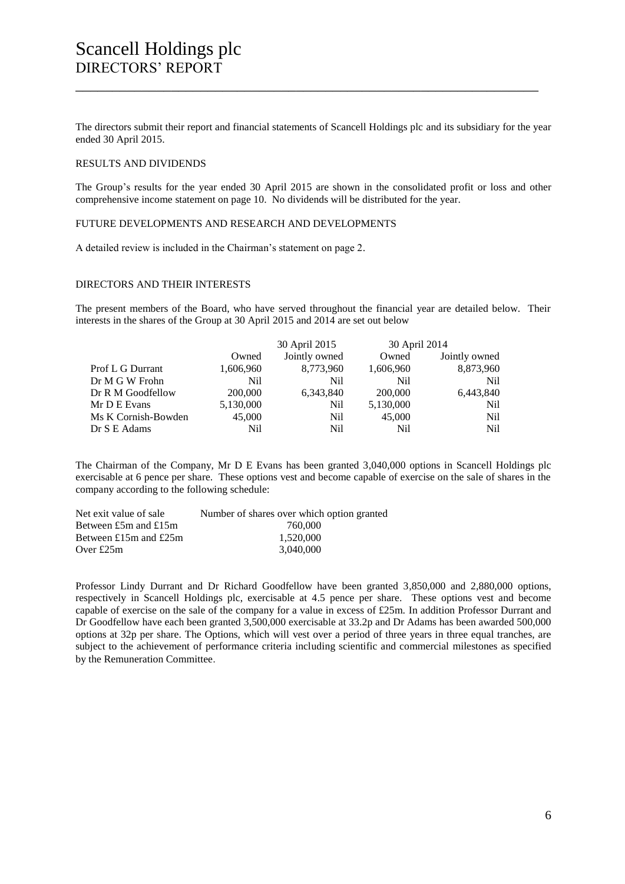# Scancell Holdings plc
## DIRECTORS' REPORT

The directors submit their report and financial statements of Scancell Holdings plc and its subsidiary for the year ended 30 April 2015.

### RESULTS AND DIVIDENDS

The Group's results for the year ended 30 April 2015 are shown in the consolidated profit or loss and other comprehensive income statement on page 10. No dividends will be distributed for the year.

### FUTURE DEVELOPMENTS AND RESEARCH AND DEVELOPMENTS

A detailed review is included in the Chairman's statement on page 2.

### DIRECTORS AND THEIR INTERESTS

The present members of the Board, who have served throughout the financial year are detailed below. Their interests in the shares of the Group at 30 April 2015 and 2014 are set out below

| | 30 April 2015 | | 30 April 2014 | |
|---|---|---|---|---|
| | Owned | Jointly owned | Owned | Jointly owned |
| Prof L G Durrant | 1,606,960 | 8,773,960 | 1,606,960 | 8,873,960 |
| Dr M G W Frohn | Nil | Nil | Nil | Nil |
| Dr R M Goodfellow | 200,000 | 6,343,840 | 200,000 | 6,443,840 |
| Mr D E Evans | 5,130,000 | Nil | 5,130,000 | Nil |
| Ms K Cornish-Bowden | 45,000 | Nil | 45,000 | Nil |
| Dr S E Adams | Nil | Nil | Nil | Nil |

The Chairman of the Company, Mr D E Evans has been granted 3,040,000 options in Scancell Holdings plc exercisable at 6 pence per share. These options vest and become capable of exercise on the sale of shares in the company according to the following schedule:

| Net exit value of sale | Number of shares over which option granted |
|---|---|
| Between £5m and £15m | 760,000 |
| Between £15m and £25m | 1,520,000 |
| Over £25m | 3,040,000 |

Professor Lindy Durrant and Dr Richard Goodfellow have been granted 3,850,000 and 2,880,000 options, respectively in Scancell Holdings plc, exercisable at 4.5 pence per share. These options vest and become capable of exercise on the sale of the company for a value in excess of £25m. In addition Professor Durrant and Dr Goodfellow have each been granted 3,500,000 exercisable at 33.2p and Dr Adams has been awarded 500,000 options at 32p per share. The Options, which will vest over a period of three years in three equal tranches, are subject to the achievement of performance criteria including scientific and commercial milestones as specified by the Remuneration Committee.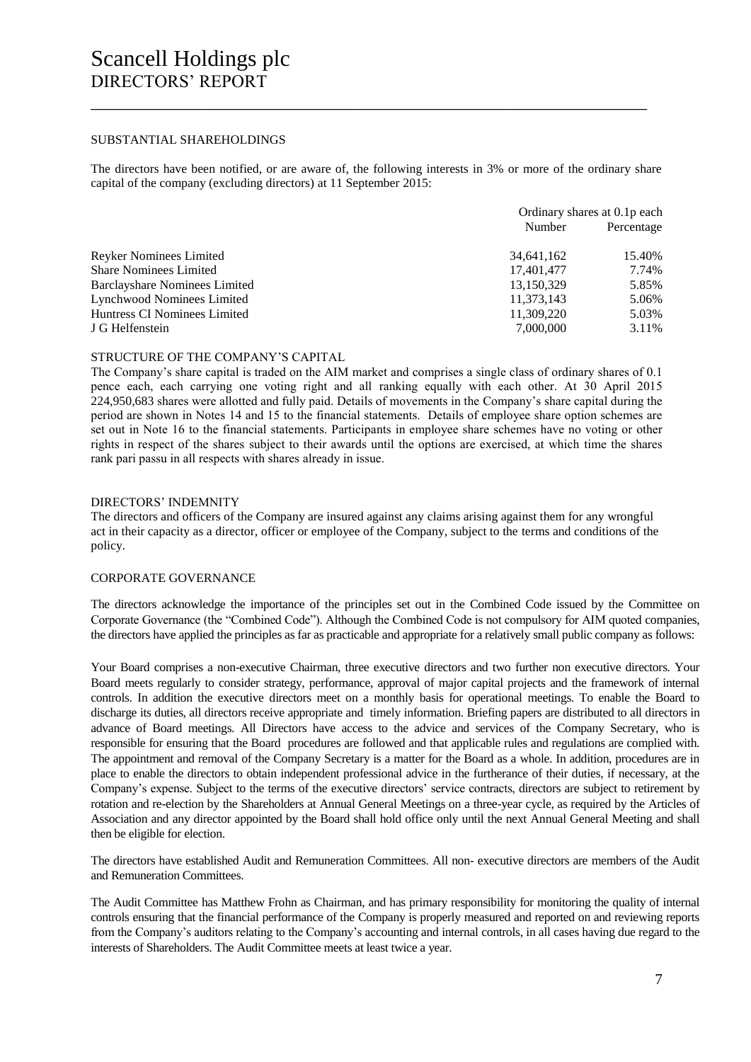# Scancell Holdings plc
## DIRECTORS' REPORT

### SUBSTANTIAL SHAREHOLDINGS

The directors have been notified, or are aware of, the following interests in 3% or more of the ordinary share capital of the company (excluding directors) at 11 September 2015:

| | Ordinary shares at 0.1p each | |
|---|---|---|
| | Number | Percentage |
| Reyker Nominees Limited | 34,641,162 | 15.40% |
| Share Nominees Limited | 17,401,477 | 7.74% |
| Barclayshare Nominees Limited | 13,150,329 | 5.85% |
| Lynchwood Nominees Limited | 11,373,143 | 5.06% |
| Huntress CI Nominees Limited | 11,309,220 | 5.03% |
| J G Helfenstein | 7,000,000 | 3.11% |

### STRUCTURE OF THE COMPANY'S CAPITAL

The Company's share capital is traded on the AIM market and comprises a single class of ordinary shares of 0.1 pence each, each carrying one voting right and all ranking equally with each other. At 30 April 2015 224,950,683 shares were allotted and fully paid. Details of movements in the Company's share capital during the period are shown in Notes 14 and 15 to the financial statements. Details of employee share option schemes are set out in Note 16 to the financial statements. Participants in employee share schemes have no voting or other rights in respect of the shares subject to their awards until the options are exercised, at which time the shares rank pari passu in all respects with shares already in issue.

### DIRECTORS' INDEMNITY

The directors and officers of the Company are insured against any claims arising against them for any wrongful act in their capacity as a director, officer or employee of the Company, subject to the terms and conditions of the policy.

### CORPORATE GOVERNANCE

The directors acknowledge the importance of the principles set out in the Combined Code issued by the Committee on Corporate Governance (the "Combined Code"). Although the Combined Code is not compulsory for AIM quoted companies, the directors have applied the principles as far as practicable and appropriate for a relatively small public company as follows:

Your Board comprises a non-executive Chairman, three executive directors and two further non executive directors. Your Board meets regularly to consider strategy, performance, approval of major capital projects and the framework of internal controls. In addition the executive directors meet on a monthly basis for operational meetings. To enable the Board to discharge its duties, all directors receive appropriate and timely information. Briefing papers are distributed to all directors in advance of Board meetings. All Directors have access to the advice and services of the Company Secretary, who is responsible for ensuring that the Board procedures are followed and that applicable rules and regulations are complied with. The appointment and removal of the Company Secretary is a matter for the Board as a whole. In addition, procedures are in place to enable the directors to obtain independent professional advice in the furtherance of their duties, if necessary, at the Company's expense. Subject to the terms of the executive directors' service contracts, directors are subject to retirement by rotation and re-election by the Shareholders at Annual General Meetings on a three-year cycle, as required by the Articles of Association and any director appointed by the Board shall hold office only until the next Annual General Meeting and shall then be eligible for election.

The directors have established Audit and Remuneration Committees. All non- executive directors are members of the Audit and Remuneration Committees.

The Audit Committee has Matthew Frohn as Chairman, and has primary responsibility for monitoring the quality of internal controls ensuring that the financial performance of the Company is properly measured and reported on and reviewing reports from the Company's auditors relating to the Company's accounting and internal controls, in all cases having due regard to the interests of Shareholders. The Audit Committee meets at least twice a year.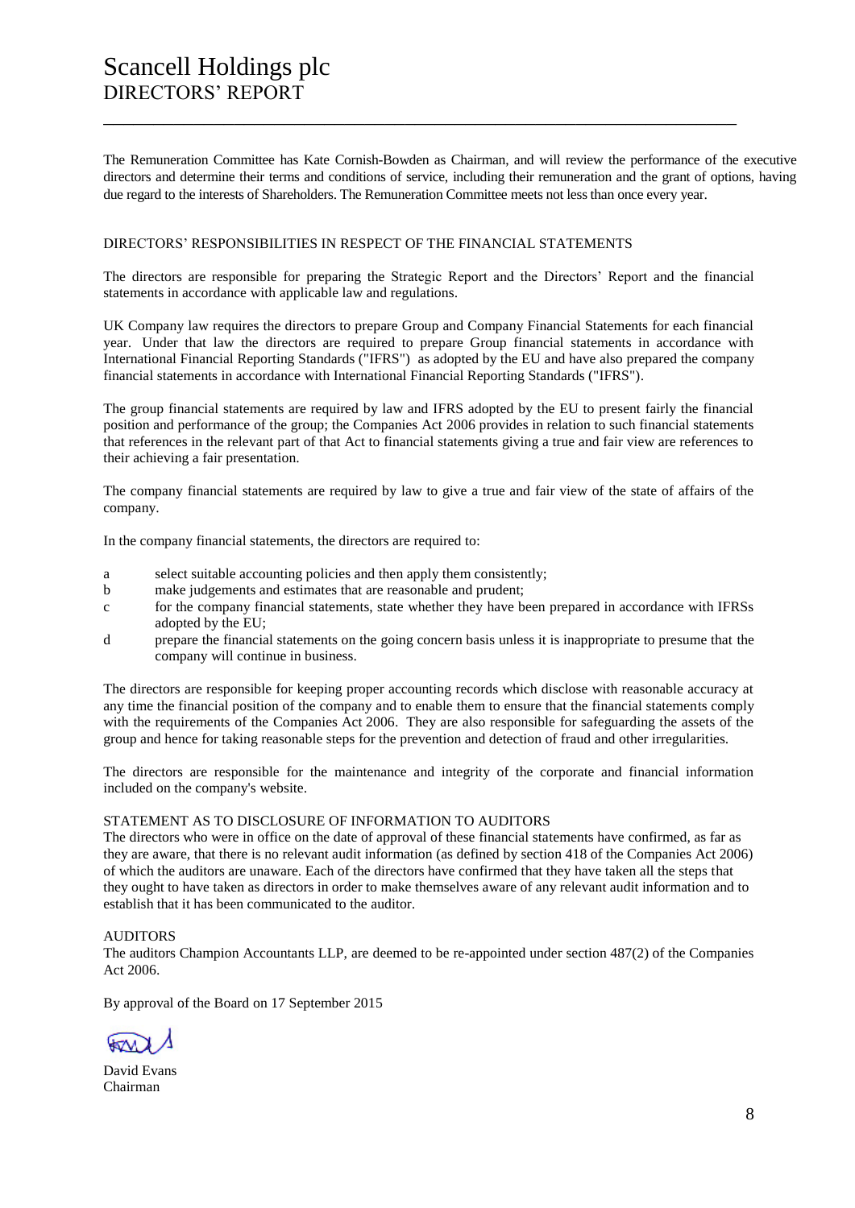The Remuneration Committee has Kate Cornish-Bowden as Chairman, and will review the performance of the executive directors and determine their terms and conditions of service, including their remuneration and the grant of options, having due regard to the interests of Shareholders. The Remuneration Committee meets not less than once every year.

## DIRECTORS' RESPONSIBILITIES IN RESPECT OF THE FINANCIAL STATEMENTS

The directors are responsible for preparing the Strategic Report and the Directors' Report and the financial statements in accordance with applicable law and regulations.

UK Company law requires the directors to prepare Group and Company Financial Statements for each financial year. Under that law the directors are required to prepare Group financial statements in accordance with International Financial Reporting Standards ("IFRS") as adopted by the EU and have also prepared the company financial statements in accordance with International Financial Reporting Standards ("IFRS").

The group financial statements are required by law and IFRS adopted by the EU to present fairly the financial position and performance of the group; the Companies Act 2006 provides in relation to such financial statements that references in the relevant part of that Act to financial statements giving a true and fair view are references to their achieving a fair presentation.

The company financial statements are required by law to give a true and fair view of the state of affairs of the company.

In the company financial statements, the directors are required to:

a select suitable accounting policies and then apply them consistently;
b make judgements and estimates that are reasonable and prudent;
c for the company financial statements, state whether they have been prepared in accordance with IFRSs adopted by the EU;
d prepare the financial statements on the going concern basis unless it is inappropriate to presume that the company will continue in business.

The directors are responsible for keeping proper accounting records which disclose with reasonable accuracy at any time the financial position of the company and to enable them to ensure that the financial statements comply with the requirements of the Companies Act 2006. They are also responsible for safeguarding the assets of the group and hence for taking reasonable steps for the prevention and detection of fraud and other irregularities.

The directors are responsible for the maintenance and integrity of the corporate and financial information included on the company's website.

## STATEMENT AS TO DISCLOSURE OF INFORMATION TO AUDITORS

The directors who were in office on the date of approval of these financial statements have confirmed, as far as they are aware, that there is no relevant audit information (as defined by section 418 of the Companies Act 2006) of which the auditors are unaware. Each of the directors have confirmed that they have taken all the steps that they ought to have taken as directors in order to make themselves aware of any relevant audit information and to establish that it has been communicated to the auditor.

## AUDITORS

The auditors Champion Accountants LLP, are deemed to be re-appointed under section 487(2) of the Companies Act 2006.

By approval of the Board on 17 September 2015

David Evans
Chairman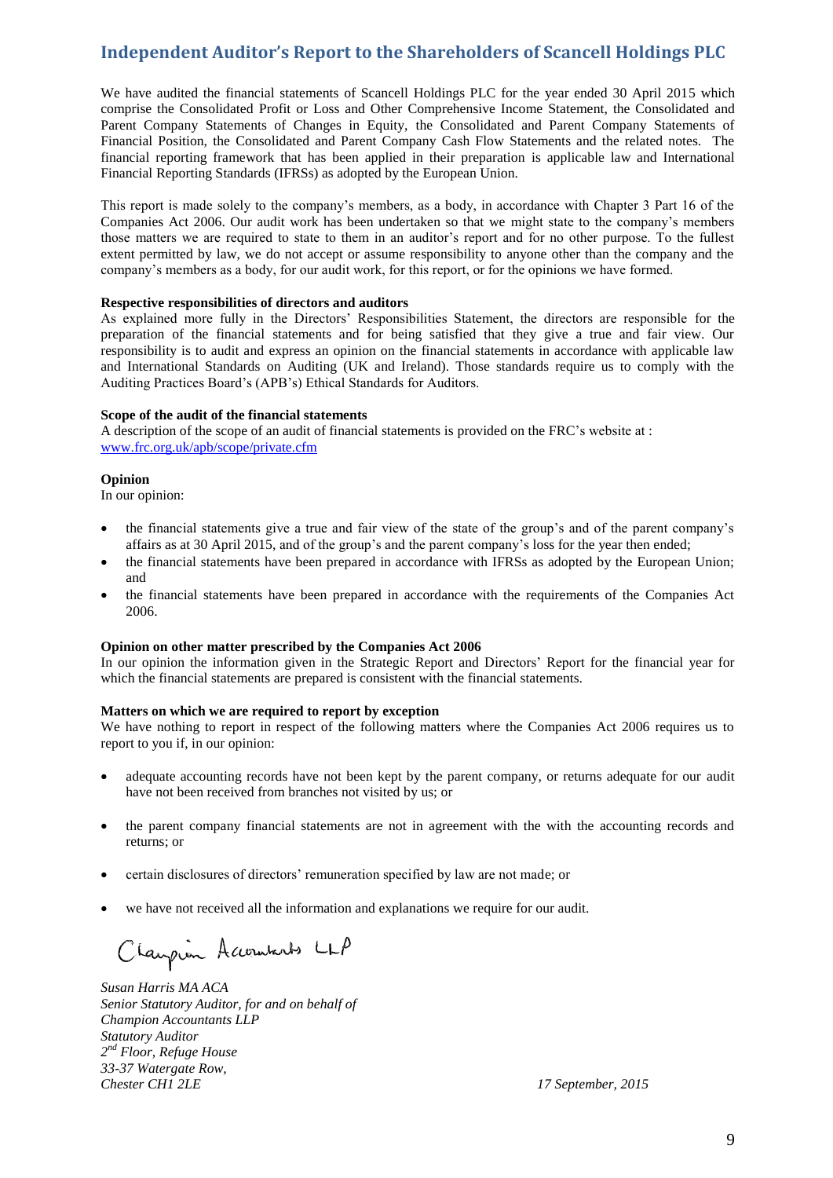# Independent Auditor's Report to the Shareholders of Scancell Holdings PLC

We have audited the financial statements of Scancell Holdings PLC for the year ended 30 April 2015 which comprise the Consolidated Profit or Loss and Other Comprehensive Income Statement, the Consolidated and Parent Company Statements of Changes in Equity, the Consolidated and Parent Company Statements of Financial Position, the Consolidated and Parent Company Cash Flow Statements and the related notes. The financial reporting framework that has been applied in their preparation is applicable law and International Financial Reporting Standards (IFRSs) as adopted by the European Union.

This report is made solely to the company's members, as a body, in accordance with Chapter 3 Part 16 of the Companies Act 2006. Our audit work has been undertaken so that we might state to the company's members those matters we are required to state to them in an auditor's report and for no other purpose. To the fullest extent permitted by law, we do not accept or assume responsibility to anyone other than the company and the company's members as a body, for our audit work, for this report, or for the opinions we have formed.

**Respective responsibilities of directors and auditors**

As explained more fully in the Directors' Responsibilities Statement, the directors are responsible for the preparation of the financial statements and for being satisfied that they give a true and fair view. Our responsibility is to audit and express an opinion on the financial statements in accordance with applicable law and International Standards on Auditing (UK and Ireland). Those standards require us to comply with the Auditing Practices Board's (APB's) Ethical Standards for Auditors.

**Scope of the audit of the financial statements**

A description of the scope of an audit of financial statements is provided on the FRC's website at : www.frc.org.uk/apb/scope/private.cfm

**Opinion**

In our opinion:

- the financial statements give a true and fair view of the state of the group's and of the parent company's affairs as at 30 April 2015, and of the group's and the parent company's loss for the year then ended;
- the financial statements have been prepared in accordance with IFRSs as adopted by the European Union; and
- the financial statements have been prepared in accordance with the requirements of the Companies Act 2006.

**Opinion on other matter prescribed by the Companies Act 2006**

In our opinion the information given in the Strategic Report and Directors' Report for the financial year for which the financial statements are prepared is consistent with the financial statements.

**Matters on which we are required to report by exception**

We have nothing to report in respect of the following matters where the Companies Act 2006 requires us to report to you if, in our opinion:

- adequate accounting records have not been kept by the parent company, or returns adequate for our audit have not been received from branches not visited by us; or
- the parent company financial statements are not in agreement with the with the accounting records and returns; or
- certain disclosures of directors' remuneration specified by law are not made; or
- we have not received all the information and explanations we require for our audit.

Champion Accountants LLP

*Susan Harris MA ACA*
*Senior Statutory Auditor, for and on behalf of*
*Champion Accountants LLP*
*Statutory Auditor*
*2nd Floor, Refuge House*
*33-37 Watergate Row,*
*Chester CH1 2LE*

*17 September, 2015*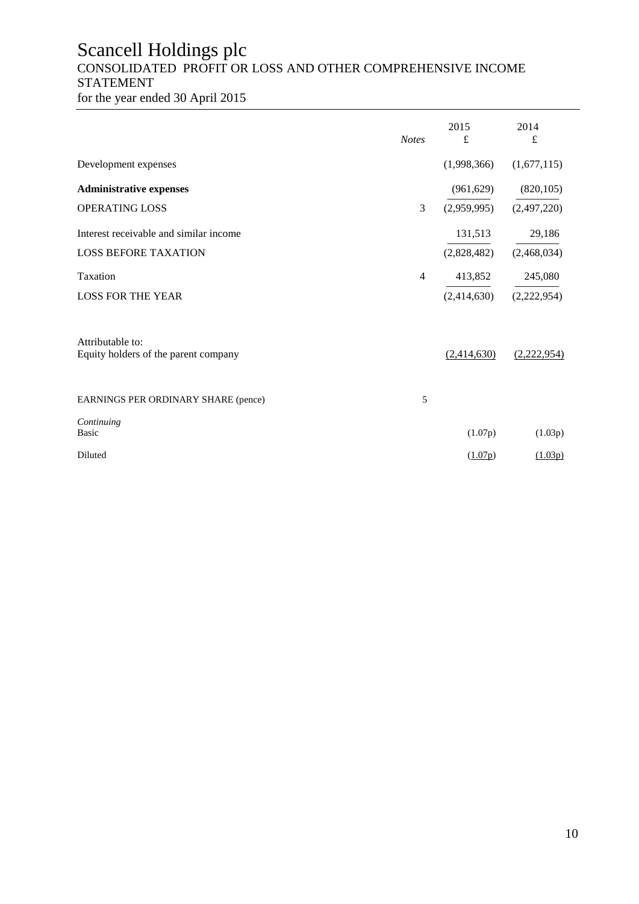# Scancell Holdings plc

## CONSOLIDATED PROFIT OR LOSS AND OTHER COMPREHENSIVE INCOME STATEMENT

for the year ended 30 April 2015

| | *Notes* | 2015 £ | 2014 £ |
|---|---|---|---|
| Development expenses | | (1,998,366) | (1,677,115) |
| **Administrative expenses** | | (961,629) | (820,105) |
| OPERATING LOSS | 3 | (2,959,995) | (2,497,220) |
| Interest receivable and similar income | | 131,513 | 29,186 |
| LOSS BEFORE TAXATION | | (2,828,482) | (2,468,034) |
| Taxation | 4 | 413,852 | 245,080 |
| LOSS FOR THE YEAR | | (2,414,630) | (2,222,954) |
| | | | |
| Attributable to: | | | |
| Equity holders of the parent company | | (2,414,630) | (2,222,954) |
| | | | |
| EARNINGS PER ORDINARY SHARE (pence) | 5 | | |
| *Continuing* | | | |
| Basic | | (1.07p) | (1.03p) |
| Diluted | | (1.07p) | (1.03p) |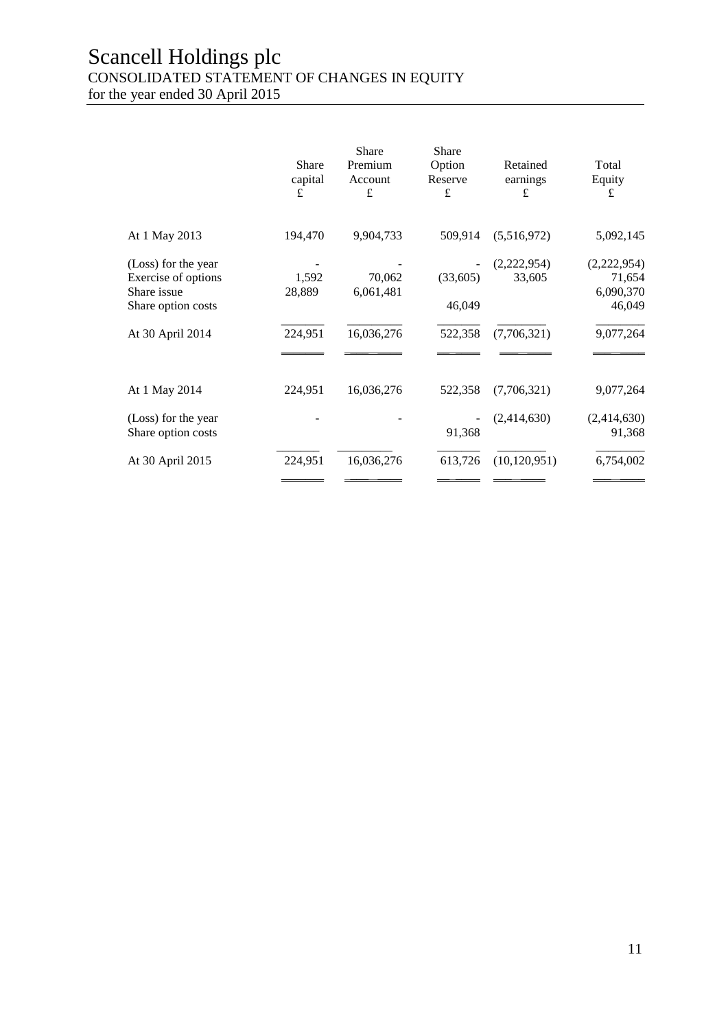# Scancell Holdings plc
CONSOLIDATED STATEMENT OF CHANGES IN EQUITY
for the year ended 30 April 2015

| | Share capital £ | Share Premium Account £ | Share Option Reserve £ | Retained earnings £ | Total Equity £ |
|---|---|---|---|---|---|
| At 1 May 2013 | 194,470 | 9,904,733 | 509,914 | (5,516,972) | 5,092,145 |
| (Loss) for the year | - | - | - | (2,222,954) | (2,222,954) |
| Exercise of options | 1,592 | 70,062 | (33,605) | 33,605 | 71,654 |
| Share issue | 28,889 | 6,061,481 | | | 6,090,370 |
| Share option costs | | | 46,049 | | 46,049 |
| At 30 April 2014 | 224,951 | 16,036,276 | 522,358 | (7,706,321) | 9,077,264 |
| | | | | | |
| At 1 May 2014 | 224,951 | 16,036,276 | 522,358 | (7,706,321) | 9,077,264 |
| (Loss) for the year | - | - | - | (2,414,630) | (2,414,630) |
| Share option costs | | | 91,368 | | 91,368 |
| At 30 April 2015 | 224,951 | 16,036,276 | 613,726 | (10,120,951) | 6,754,002 |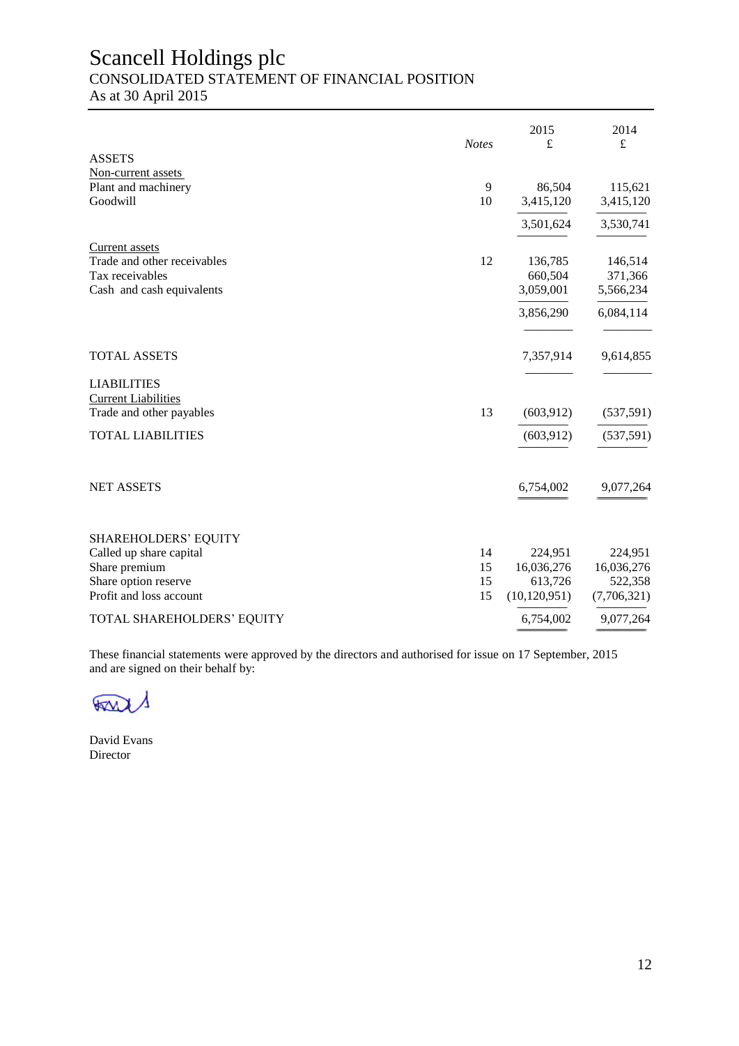# Scancell Holdings plc

## CONSOLIDATED STATEMENT OF FINANCIAL POSITION

As at 30 April 2015

| | *Notes* | 2015 £ | 2014 £ |
|---|---|---|---|
| ASSETS | | | |
| Non-current assets | | | |
| Plant and machinery | 9 | 86,504 | 115,621 |
| Goodwill | 10 | 3,415,120 | 3,415,120 |
| | | 3,501,624 | 3,530,741 |
| Current assets | | | |
| Trade and other receivables | 12 | 136,785 | 146,514 |
| Tax receivables | | 660,504 | 371,366 |
| Cash and cash equivalents | | 3,059,001 | 5,566,234 |
| | | 3,856,290 | 6,084,114 |
| TOTAL ASSETS | | 7,357,914 | 9,614,855 |
| LIABILITIES | | | |
| Current Liabilities | | | |
| Trade and other payables | 13 | (603,912) | (537,591) |
| TOTAL LIABILITIES | | (603,912) | (537,591) |
| NET ASSETS | | 6,754,002 | 9,077,264 |
| SHAREHOLDERS' EQUITY | | | |
| Called up share capital | 14 | 224,951 | 224,951 |
| Share premium | 15 | 16,036,276 | 16,036,276 |
| Share option reserve | 15 | 613,726 | 522,358 |
| Profit and loss account | 15 | (10,120,951) | (7,706,321) |
| TOTAL SHAREHOLDERS' EQUITY | | 6,754,002 | 9,077,264 |

These financial statements were approved by the directors and authorised for issue on 17 September, 2015 and are signed on their behalf by:

David Evans
Director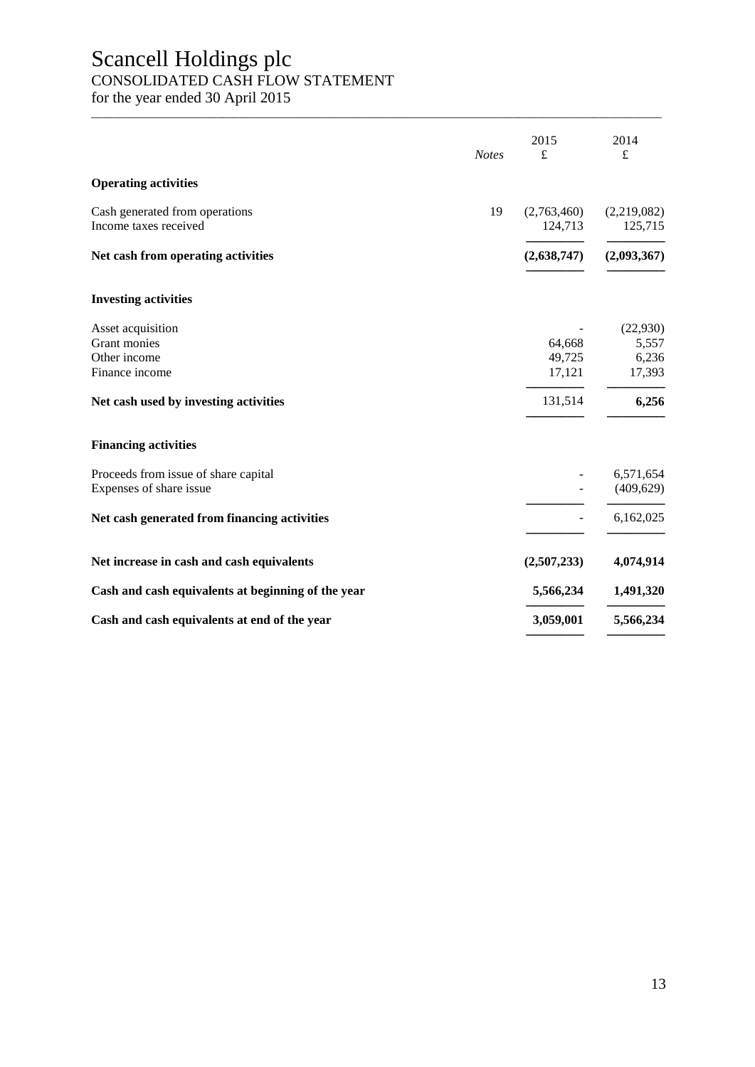# Scancell Holdings plc

## CONSOLIDATED CASH FLOW STATEMENT

for the year ended 30 April 2015

| | *Notes* | 2015 £ | 2014 £ |
|---|---|---|---|
| **Operating activities** | | | |
| Cash generated from operations | 19 | (2,763,460) | (2,219,082) |
| Income taxes received | | 124,713 | 125,715 |
| **Net cash from operating activities** | | **(2,638,747)** | **(2,093,367)** |
| **Investing activities** | | | |
| Asset acquisition | | - | (22,930) |
| Grant monies | | 64,668 | 5,557 |
| Other income | | 49,725 | 6,236 |
| Finance income | | 17,121 | 17,393 |
| **Net cash used by investing activities** | | 131,514 | **6,256** |
| **Financing activities** | | | |
| Proceeds from issue of share capital | | - | 6,571,654 |
| Expenses of share issue | | - | (409,629) |
| **Net cash generated from financing activities** | | - | 6,162,025 |
| **Net increase in cash and cash equivalents** | | **(2,507,233)** | **4,074,914** |
| **Cash and cash equivalents at beginning of the year** | | **5,566,234** | **1,491,320** |
| **Cash and cash equivalents at end of the year** | | **3,059,001** | **5,566,234** |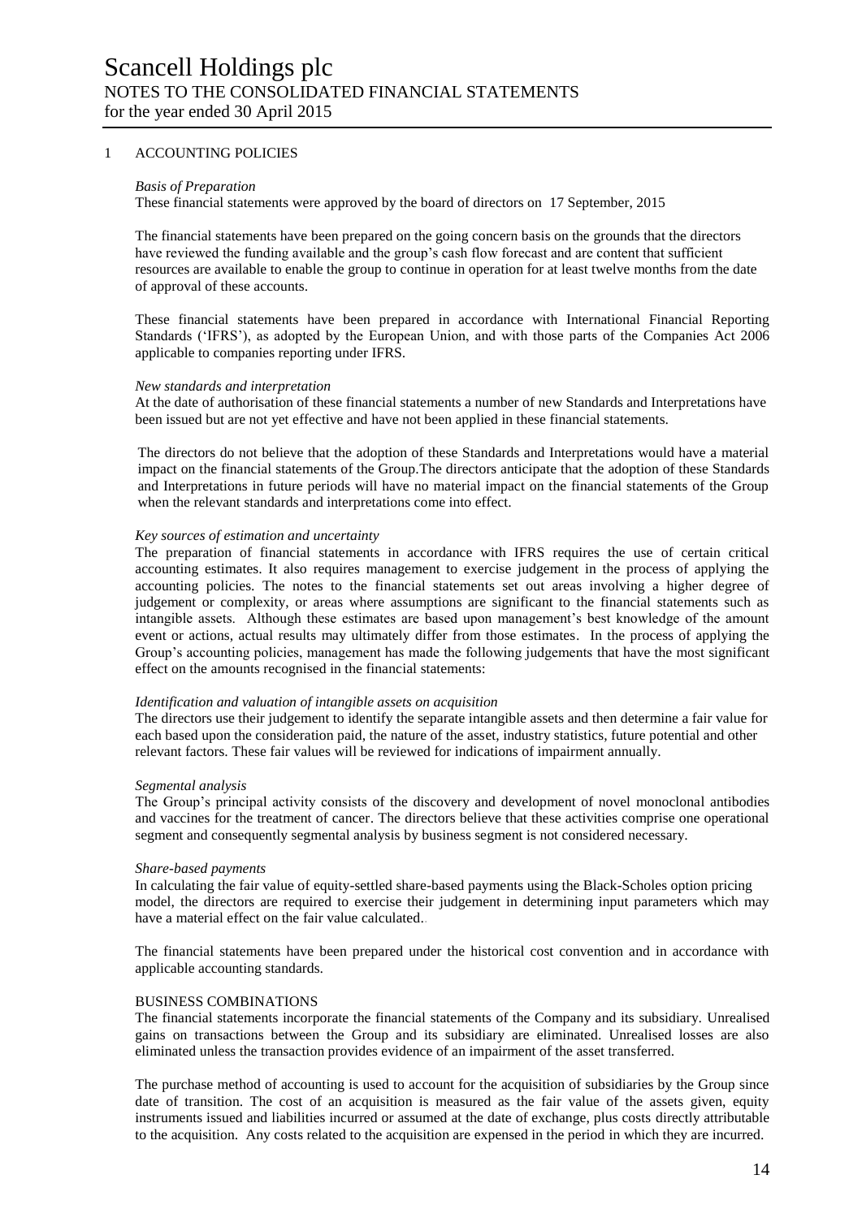# Scancell Holdings plc

## NOTES TO THE CONSOLIDATED FINANCIAL STATEMENTS

for the year ended 30 April 2015

### 1 ACCOUNTING POLICIES

*Basis of Preparation*

These financial statements were approved by the board of directors on 17 September, 2015

The financial statements have been prepared on the going concern basis on the grounds that the directors have reviewed the funding available and the group's cash flow forecast and are content that sufficient resources are available to enable the group to continue in operation for at least twelve months from the date of approval of these accounts.

These financial statements have been prepared in accordance with International Financial Reporting Standards ('IFRS'), as adopted by the European Union, and with those parts of the Companies Act 2006 applicable to companies reporting under IFRS.

*New standards and interpretation*

At the date of authorisation of these financial statements a number of new Standards and Interpretations have been issued but are not yet effective and have not been applied in these financial statements.

The directors do not believe that the adoption of these Standards and Interpretations would have a material impact on the financial statements of the Group.The directors anticipate that the adoption of these Standards and Interpretations in future periods will have no material impact on the financial statements of the Group when the relevant standards and interpretations come into effect.

*Key sources of estimation and uncertainty*

The preparation of financial statements in accordance with IFRS requires the use of certain critical accounting estimates. It also requires management to exercise judgement in the process of applying the accounting policies. The notes to the financial statements set out areas involving a higher degree of judgement or complexity, or areas where assumptions are significant to the financial statements such as intangible assets. Although these estimates are based upon management's best knowledge of the amount event or actions, actual results may ultimately differ from those estimates. In the process of applying the Group's accounting policies, management has made the following judgements that have the most significant effect on the amounts recognised in the financial statements:

*Identification and valuation of intangible assets on acquisition*

The directors use their judgement to identify the separate intangible assets and then determine a fair value for each based upon the consideration paid, the nature of the asset, industry statistics, future potential and other relevant factors. These fair values will be reviewed for indications of impairment annually.

*Segmental analysis*

The Group's principal activity consists of the discovery and development of novel monoclonal antibodies and vaccines for the treatment of cancer. The directors believe that these activities comprise one operational segment and consequently segmental analysis by business segment is not considered necessary.

*Share-based payments*

In calculating the fair value of equity-settled share-based payments using the Black-Scholes option pricing model, the directors are required to exercise their judgement in determining input parameters which may have a material effect on the fair value calculated.

The financial statements have been prepared under the historical cost convention and in accordance with applicable accounting standards.

BUSINESS COMBINATIONS

The financial statements incorporate the financial statements of the Company and its subsidiary. Unrealised gains on transactions between the Group and its subsidiary are eliminated. Unrealised losses are also eliminated unless the transaction provides evidence of an impairment of the asset transferred.

The purchase method of accounting is used to account for the acquisition of subsidiaries by the Group since date of transition. The cost of an acquisition is measured as the fair value of the assets given, equity instruments issued and liabilities incurred or assumed at the date of exchange, plus costs directly attributable to the acquisition. Any costs related to the acquisition are expensed in the period in which they are incurred.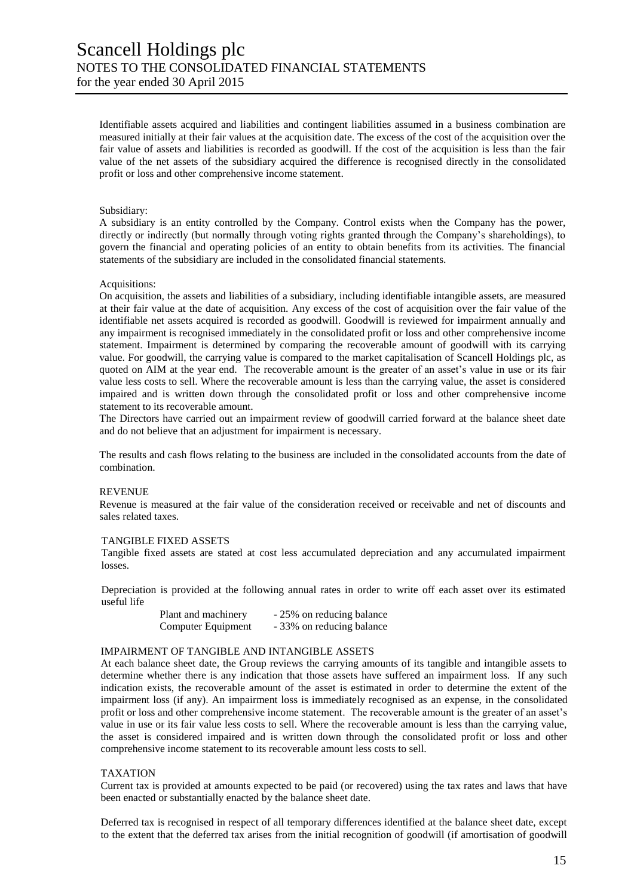Identifiable assets acquired and liabilities and contingent liabilities assumed in a business combination are measured initially at their fair values at the acquisition date. The excess of the cost of the acquisition over the fair value of assets and liabilities is recorded as goodwill. If the cost of the acquisition is less than the fair value of the net assets of the subsidiary acquired the difference is recognised directly in the consolidated profit or loss and other comprehensive income statement.

Subsidiary:
A subsidiary is an entity controlled by the Company. Control exists when the Company has the power, directly or indirectly (but normally through voting rights granted through the Company's shareholdings), to govern the financial and operating policies of an entity to obtain benefits from its activities. The financial statements of the subsidiary are included in the consolidated financial statements.

Acquisitions:
On acquisition, the assets and liabilities of a subsidiary, including identifiable intangible assets, are measured at their fair value at the date of acquisition. Any excess of the cost of acquisition over the fair value of the identifiable net assets acquired is recorded as goodwill. Goodwill is reviewed for impairment annually and any impairment is recognised immediately in the consolidated profit or loss and other comprehensive income statement. Impairment is determined by comparing the recoverable amount of goodwill with its carrying value. For goodwill, the carrying value is compared to the market capitalisation of Scancell Holdings plc, as quoted on AIM at the year end. The recoverable amount is the greater of an asset's value in use or its fair value less costs to sell. Where the recoverable amount is less than the carrying value, the asset is considered impaired and is written down through the consolidated profit or loss and other comprehensive income statement to its recoverable amount.
The Directors have carried out an impairment review of goodwill carried forward at the balance sheet date and do not believe that an adjustment for impairment is necessary.

The results and cash flows relating to the business are included in the consolidated accounts from the date of combination.

## REVENUE

Revenue is measured at the fair value of the consideration received or receivable and net of discounts and sales related taxes.

## TANGIBLE FIXED ASSETS

Tangible fixed assets are stated at cost less accumulated depreciation and any accumulated impairment losses.

Depreciation is provided at the following annual rates in order to write off each asset over its estimated useful life

| | |
|---|---|
| Plant and machinery | - 25% on reducing balance |
| Computer Equipment | - 33% on reducing balance |

## IMPAIRMENT OF TANGIBLE AND INTANGIBLE ASSETS

At each balance sheet date, the Group reviews the carrying amounts of its tangible and intangible assets to determine whether there is any indication that those assets have suffered an impairment loss. If any such indication exists, the recoverable amount of the asset is estimated in order to determine the extent of the impairment loss (if any). An impairment loss is immediately recognised as an expense, in the consolidated profit or loss and other comprehensive income statement. The recoverable amount is the greater of an asset's value in use or its fair value less costs to sell. Where the recoverable amount is less than the carrying value, the asset is considered impaired and is written down through the consolidated profit or loss and other comprehensive income statement to its recoverable amount less costs to sell.

## TAXATION

Current tax is provided at amounts expected to be paid (or recovered) using the tax rates and laws that have been enacted or substantially enacted by the balance sheet date.

Deferred tax is recognised in respect of all temporary differences identified at the balance sheet date, except to the extent that the deferred tax arises from the initial recognition of goodwill (if amortisation of goodwill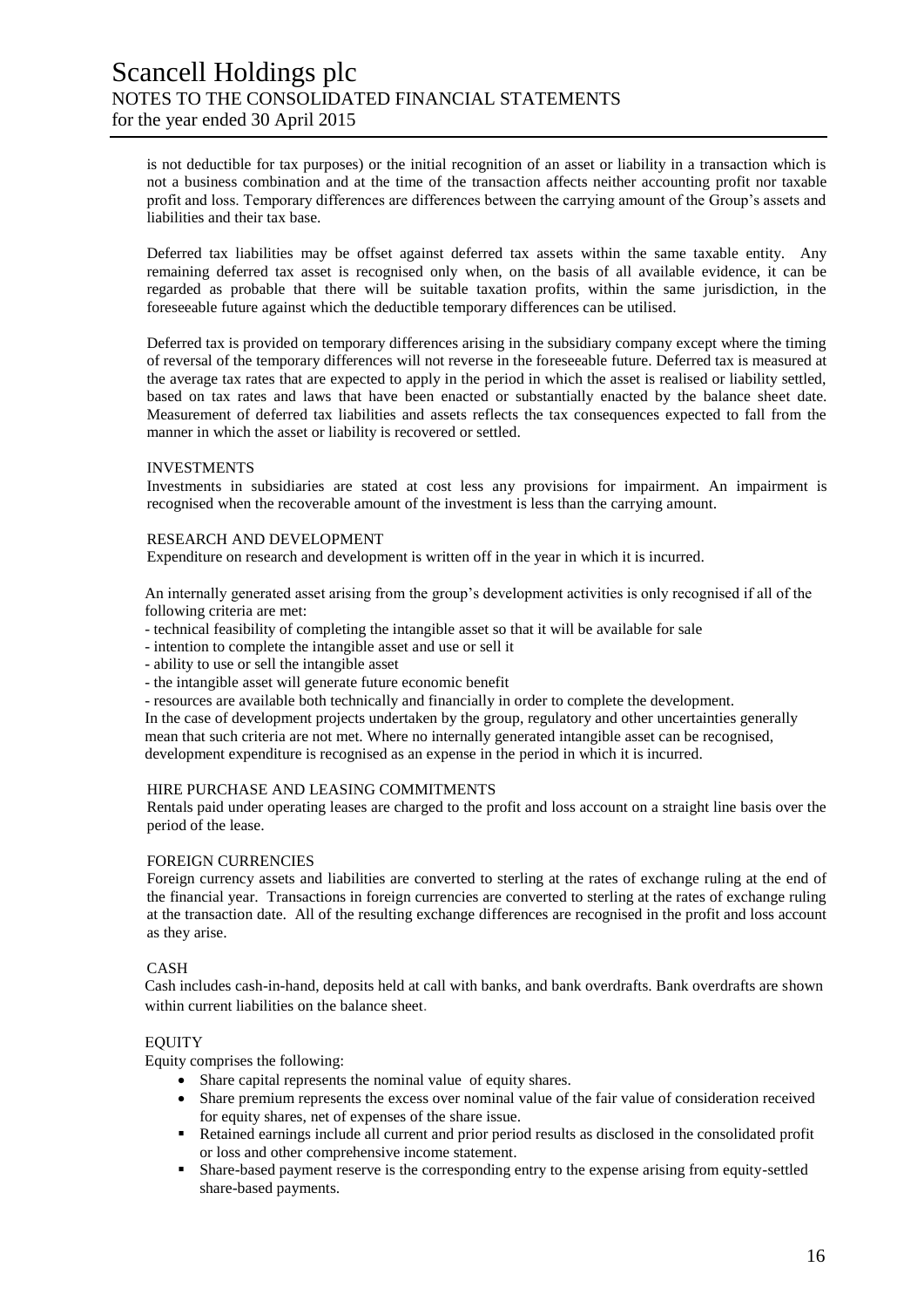is not deductible for tax purposes) or the initial recognition of an asset or liability in a transaction which is not a business combination and at the time of the transaction affects neither accounting profit nor taxable profit and loss. Temporary differences are differences between the carrying amount of the Group's assets and liabilities and their tax base.

Deferred tax liabilities may be offset against deferred tax assets within the same taxable entity. Any remaining deferred tax asset is recognised only when, on the basis of all available evidence, it can be regarded as probable that there will be suitable taxation profits, within the same jurisdiction, in the foreseeable future against which the deductible temporary differences can be utilised.

Deferred tax is provided on temporary differences arising in the subsidiary company except where the timing of reversal of the temporary differences will not reverse in the foreseeable future. Deferred tax is measured at the average tax rates that are expected to apply in the period in which the asset is realised or liability settled, based on tax rates and laws that have been enacted or substantially enacted by the balance sheet date. Measurement of deferred tax liabilities and assets reflects the tax consequences expected to fall from the manner in which the asset or liability is recovered or settled.

### INVESTMENTS

Investments in subsidiaries are stated at cost less any provisions for impairment. An impairment is recognised when the recoverable amount of the investment is less than the carrying amount.

### RESEARCH AND DEVELOPMENT

Expenditure on research and development is written off in the year in which it is incurred.

An internally generated asset arising from the group's development activities is only recognised if all of the following criteria are met:

- technical feasibility of completing the intangible asset so that it will be available for sale
- intention to complete the intangible asset and use or sell it
- ability to use or sell the intangible asset
- the intangible asset will generate future economic benefit
- resources are available both technically and financially in order to complete the development.

In the case of development projects undertaken by the group, regulatory and other uncertainties generally mean that such criteria are not met. Where no internally generated intangible asset can be recognised, development expenditure is recognised as an expense in the period in which it is incurred.

### HIRE PURCHASE AND LEASING COMMITMENTS

Rentals paid under operating leases are charged to the profit and loss account on a straight line basis over the period of the lease.

### FOREIGN CURRENCIES

Foreign currency assets and liabilities are converted to sterling at the rates of exchange ruling at the end of the financial year. Transactions in foreign currencies are converted to sterling at the rates of exchange ruling at the transaction date. All of the resulting exchange differences are recognised in the profit and loss account as they arise.

### CASH

Cash includes cash-in-hand, deposits held at call with banks, and bank overdrafts. Bank overdrafts are shown within current liabilities on the balance sheet.

### EQUITY

Equity comprises the following:

- Share capital represents the nominal value of equity shares.
- Share premium represents the excess over nominal value of the fair value of consideration received for equity shares, net of expenses of the share issue.
- Retained earnings include all current and prior period results as disclosed in the consolidated profit or loss and other comprehensive income statement.
- Share-based payment reserve is the corresponding entry to the expense arising from equity-settled share-based payments.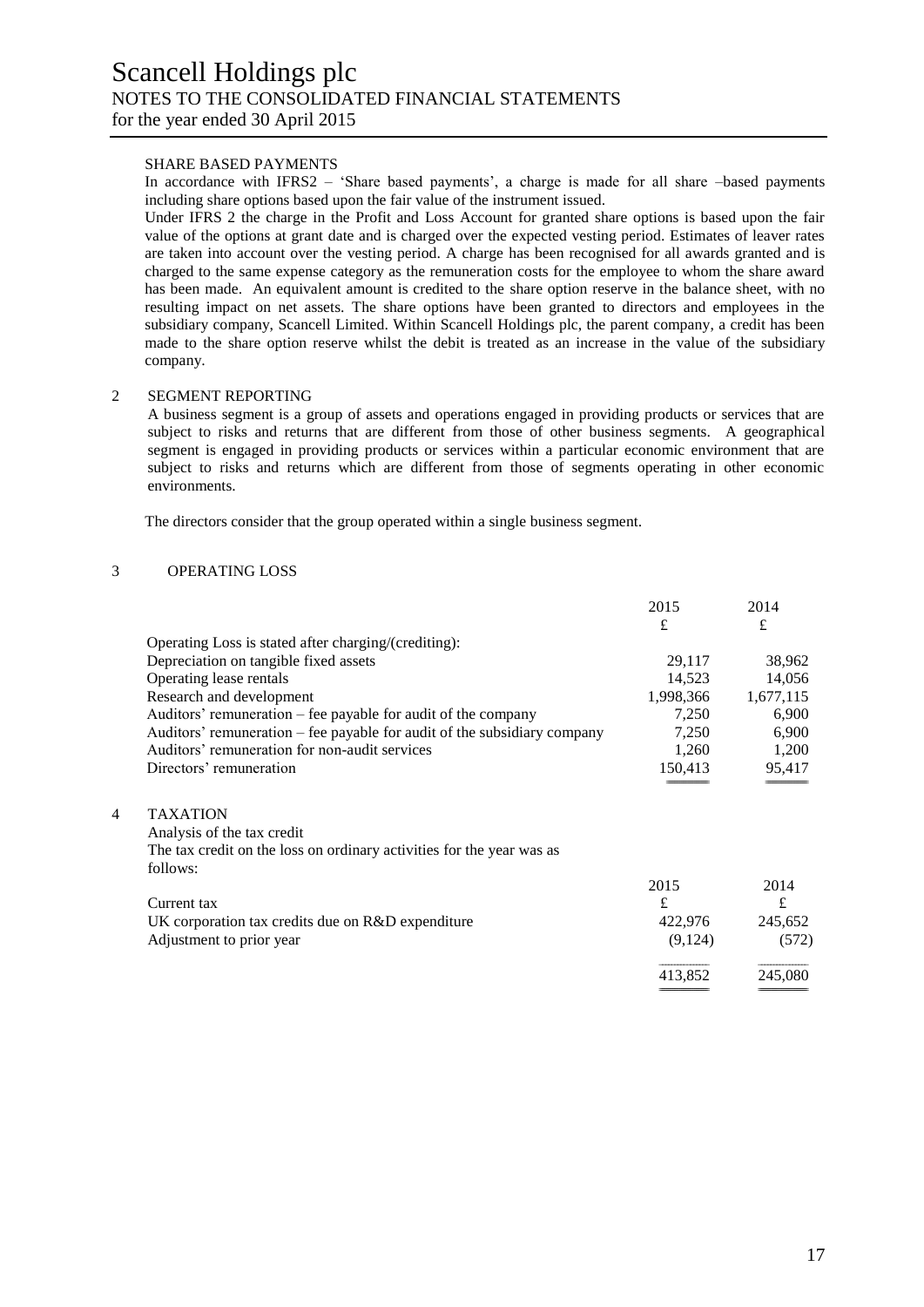### SHARE BASED PAYMENTS

In accordance with IFRS2 – 'Share based payments', a charge is made for all share –based payments including share options based upon the fair value of the instrument issued.

Under IFRS 2 the charge in the Profit and Loss Account for granted share options is based upon the fair value of the options at grant date and is charged over the expected vesting period. Estimates of leaver rates are taken into account over the vesting period. A charge has been recognised for all awards granted and is charged to the same expense category as the remuneration costs for the employee to whom the share award has been made. An equivalent amount is credited to the share option reserve in the balance sheet, with no resulting impact on net assets. The share options have been granted to directors and employees in the subsidiary company, Scancell Limited. Within Scancell Holdings plc, the parent company, a credit has been made to the share option reserve whilst the debit is treated as an increase in the value of the subsidiary company.

## 2 SEGMENT REPORTING

A business segment is a group of assets and operations engaged in providing products or services that are subject to risks and returns that are different from those of other business segments. A geographical segment is engaged in providing products or services within a particular economic environment that are subject to risks and returns which are different from those of segments operating in other economic environments.

The directors consider that the group operated within a single business segment.

## 3 OPERATING LOSS

| | 2015 | 2014 |
|---|---|---|
| | £ | £ |
| Operating Loss is stated after charging/(crediting): | | |
| Depreciation on tangible fixed assets | 29,117 | 38,962 |
| Operating lease rentals | 14,523 | 14,056 |
| Research and development | 1,998,366 | 1,677,115 |
| Auditors' remuneration – fee payable for audit of the company | 7,250 | 6,900 |
| Auditors' remuneration – fee payable for audit of the subsidiary company | 7,250 | 6,900 |
| Auditors' remuneration for non-audit services | 1,260 | 1,200 |
| Directors' remuneration | 150,413 | 95,417 |

## 4 TAXATION

Analysis of the tax credit

The tax credit on the loss on ordinary activities for the year was as follows:

| | 2015 | 2014 |
|---|---|---|
| Current tax | £ | £ |
| UK corporation tax credits due on R&D expenditure | 422,976 | 245,652 |
| Adjustment to prior year | (9,124) | (572) |
| | 413,852 | 245,080 |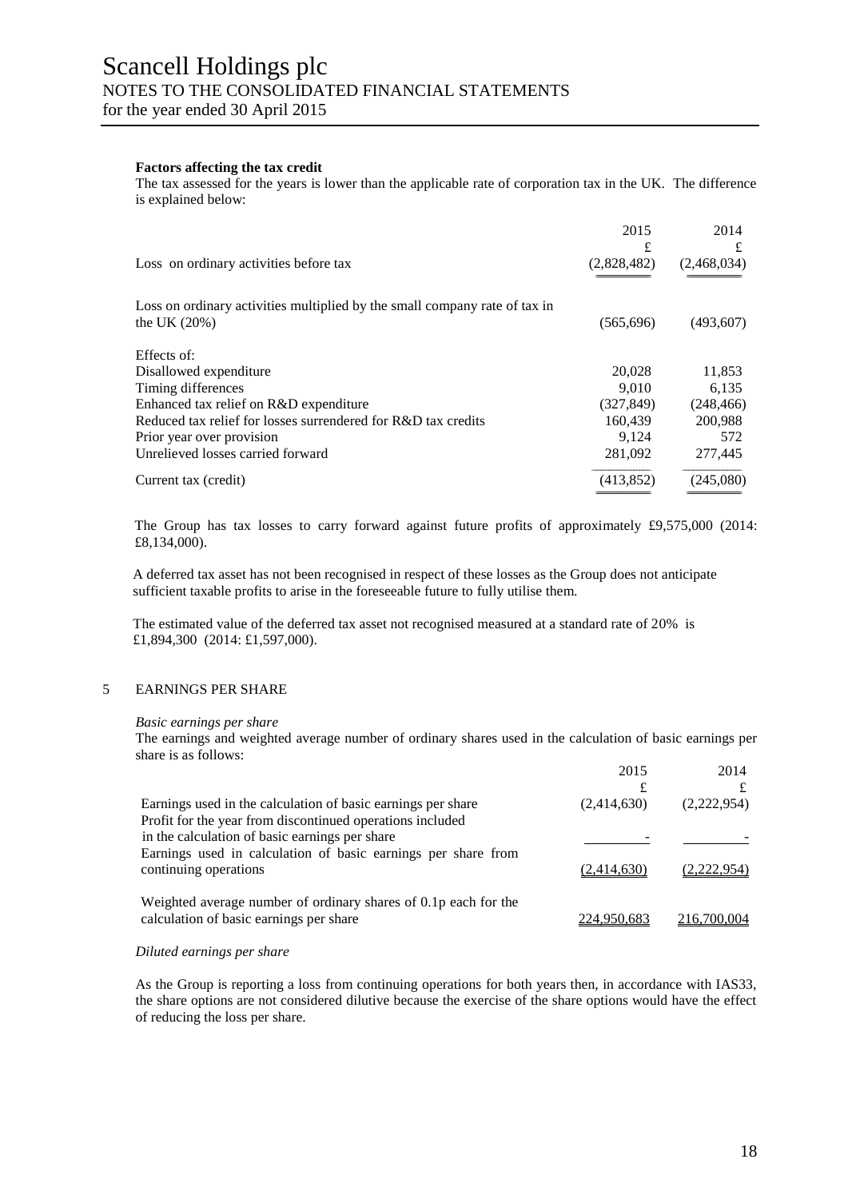**Factors affecting the tax credit**

The tax assessed for the years is lower than the applicable rate of corporation tax in the UK. The difference is explained below:

| | 2015 | 2014 |
|---|---|---|
| | £ | £ |
| Loss on ordinary activities before tax | (2,828,482) | (2,468,034) |
| Loss on ordinary activities multiplied by the small company rate of tax in the UK (20%) | (565,696) | (493,607) |
| Effects of: | | |
| Disallowed expenditure | 20,028 | 11,853 |
| Timing differences | 9,010 | 6,135 |
| Enhanced tax relief on R&D expenditure | (327,849) | (248,466) |
| Reduced tax relief for losses surrendered for R&D tax credits | 160,439 | 200,988 |
| Prior year over provision | 9,124 | 572 |
| Unrelieved losses carried forward | 281,092 | 277,445 |
| Current tax (credit) | (413,852) | (245,080) |

The Group has tax losses to carry forward against future profits of approximately £9,575,000 (2014: £8,134,000).

A deferred tax asset has not been recognised in respect of these losses as the Group does not anticipate sufficient taxable profits to arise in the foreseeable future to fully utilise them.

The estimated value of the deferred tax asset not recognised measured at a standard rate of 20% is £1,894,300 (2014: £1,597,000).

## 5 EARNINGS PER SHARE

*Basic earnings per share*

The earnings and weighted average number of ordinary shares used in the calculation of basic earnings per share is as follows:

| | 2015 | 2014 |
|---|---|---|
| | £ | £ |
| Earnings used in the calculation of basic earnings per share | (2,414,630) | (2,222,954) |
| Profit for the year from discontinued operations included in the calculation of basic earnings per share | - | - |
| Earnings used in calculation of basic earnings per share from continuing operations | (2,414,630) | (2,222,954) |
| Weighted average number of ordinary shares of 0.1p each for the calculation of basic earnings per share | 224,950,683 | 216,700,004 |

*Diluted earnings per share*

As the Group is reporting a loss from continuing operations for both years then, in accordance with IAS33, the share options are not considered dilutive because the exercise of the share options would have the effect of reducing the loss per share.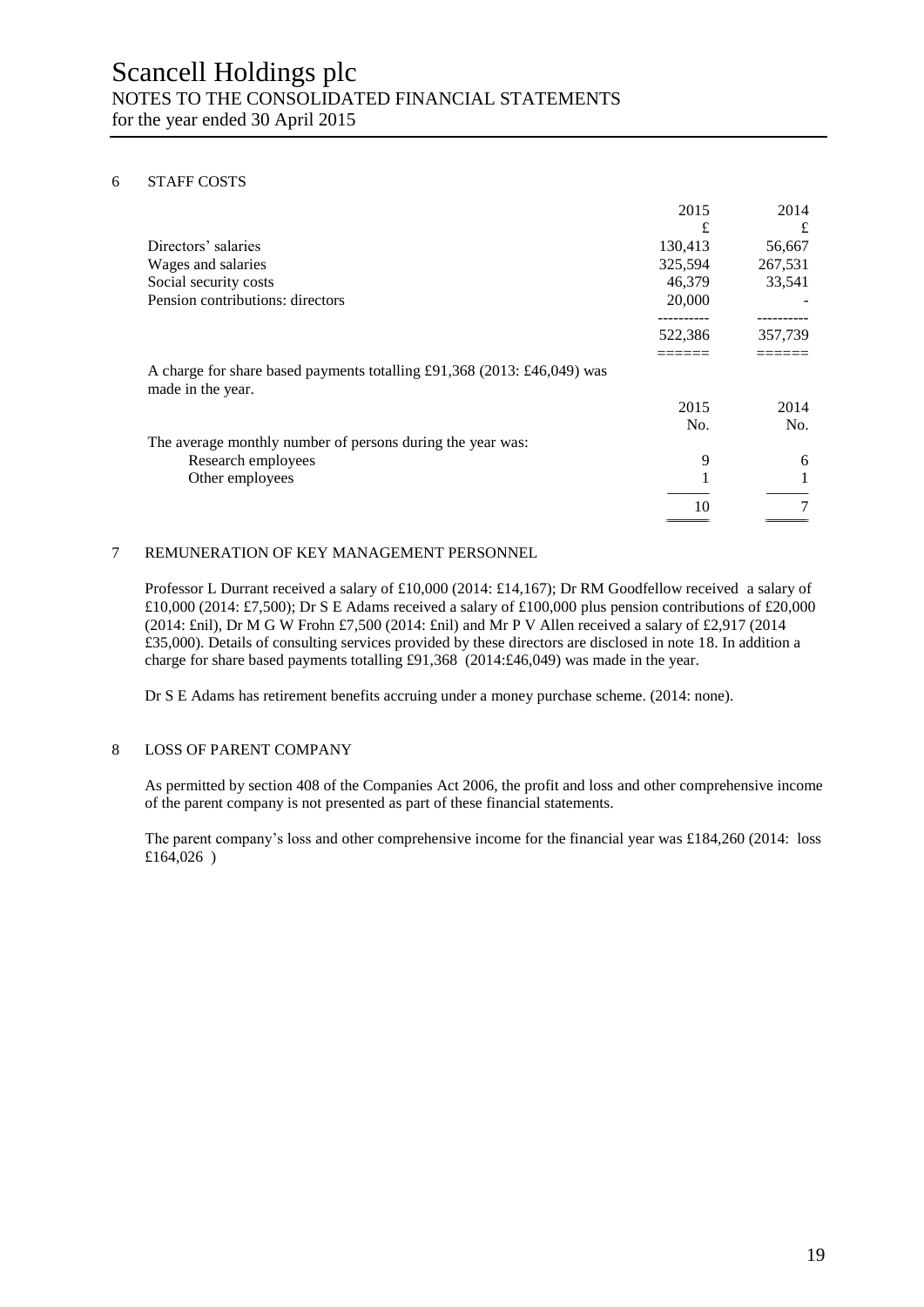# Scancell Holdings plc

## NOTES TO THE CONSOLIDATED FINANCIAL STATEMENTS

for the year ended 30 April 2015

### 6 STAFF COSTS

| | 2015 | 2014 |
|---|---|---|
| | £ | £ |
| Directors' salaries | 130,413 | 56,667 |
| Wages and salaries | 325,594 | 267,531 |
| Social security costs | 46,379 | 33,541 |
| Pension contributions: directors | 20,000 | - |
| | 522,386 | 357,739 |

A charge for share based payments totalling £91,368 (2013: £46,049) was made in the year.

| | 2015 | 2014 |
|---|---|---|
| | No. | No. |
| The average monthly number of persons during the year was: | | |
| Research employees | 9 | 6 |
| Other employees | 1 | 1 |
| | 10 | 7 |

### 7 REMUNERATION OF KEY MANAGEMENT PERSONNEL

Professor L Durrant received a salary of £10,000 (2014: £14,167); Dr RM Goodfellow received a salary of £10,000 (2014: £7,500); Dr S E Adams received a salary of £100,000 plus pension contributions of £20,000 (2014: £nil), Dr M G W Frohn £7,500 (2014: £nil) and Mr P V Allen received a salary of £2,917 (2014 £35,000). Details of consulting services provided by these directors are disclosed in note 18. In addition a charge for share based payments totalling £91,368 (2014:£46,049) was made in the year.

Dr S E Adams has retirement benefits accruing under a money purchase scheme. (2014: none).

### 8 LOSS OF PARENT COMPANY

As permitted by section 408 of the Companies Act 2006, the profit and loss and other comprehensive income of the parent company is not presented as part of these financial statements.

The parent company's loss and other comprehensive income for the financial year was £184,260 (2014: loss £164,026 )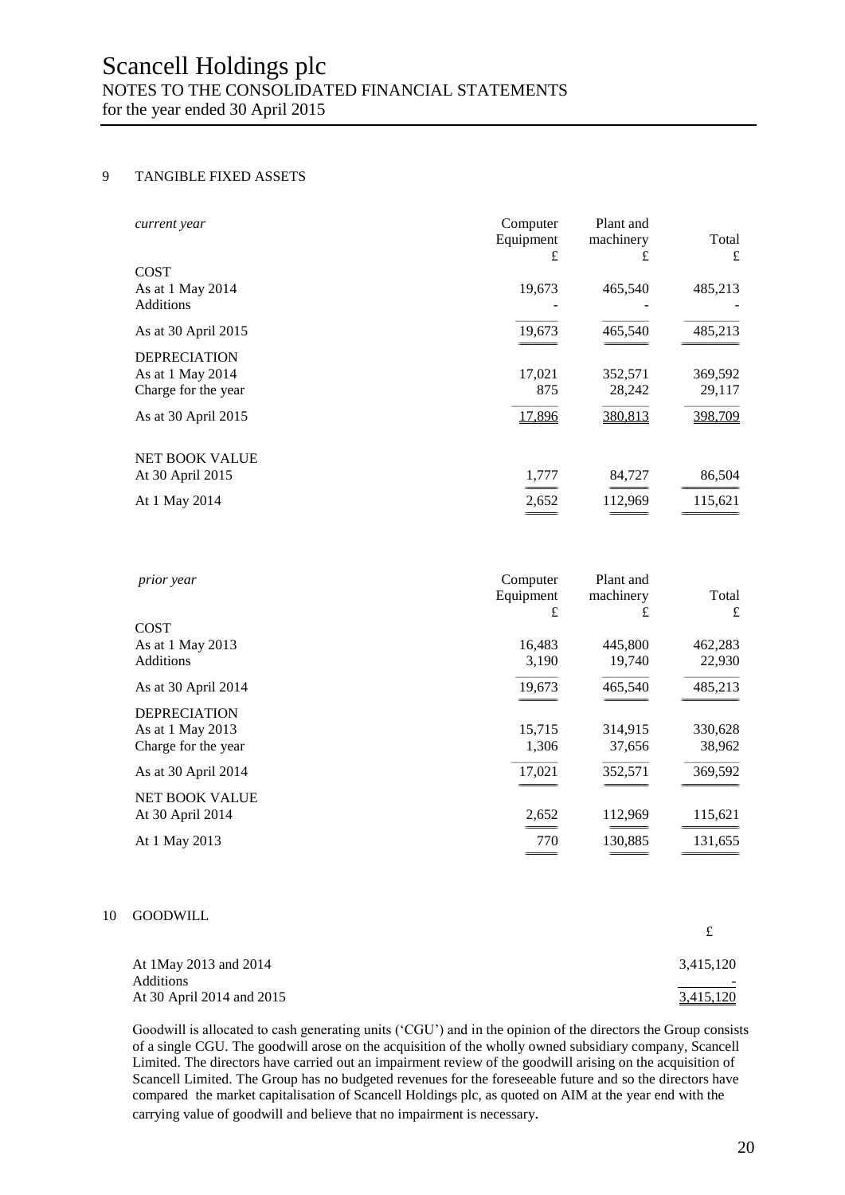# Scancell Holdings plc
## NOTES TO THE CONSOLIDATED FINANCIAL STATEMENTS
for the year ended 30 April 2015

## 9 TANGIBLE FIXED ASSETS

| *current year* | Computer Equipment £ | Plant and machinery £ | Total £ |
|---|---|---|---|
| **COST** | | | |
| As at 1 May 2014 | 19,673 | 465,540 | 485,213 |
| Additions | - | - | - |
| As at 30 April 2015 | 19,673 | 465,540 | 485,213 |
| **DEPRECIATION** | | | |
| As at 1 May 2014 | 17,021 | 352,571 | 369,592 |
| Charge for the year | 875 | 28,242 | 29,117 |
| As at 30 April 2015 | 17,896 | 380,813 | 398,709 |
| **NET BOOK VALUE** | | | |
| At 30 April 2015 | 1,777 | 84,727 | 86,504 |
| At 1 May 2014 | 2,652 | 112,969 | 115,621 |

| *prior year* | Computer Equipment £ | Plant and machinery £ | Total £ |
|---|---|---|---|
| **COST** | | | |
| As at 1 May 2013 | 16,483 | 445,800 | 462,283 |
| Additions | 3,190 | 19,740 | 22,930 |
| As at 30 April 2014 | 19,673 | 465,540 | 485,213 |
| **DEPRECIATION** | | | |
| As at 1 May 2013 | 15,715 | 314,915 | 330,628 |
| Charge for the year | 1,306 | 37,656 | 38,962 |
| As at 30 April 2014 | 17,021 | 352,571 | 369,592 |
| **NET BOOK VALUE** | | | |
| At 30 April 2014 | 2,652 | 112,969 | 115,621 |
| At 1 May 2013 | 770 | 130,885 | 131,655 |

## 10 GOODWILL

| | £ |
|---|---|
| At 1May 2013 and 2014 | 3,415,120 |
| Additions | - |
| At 30 April 2014 and 2015 | 3,415,120 |

Goodwill is allocated to cash generating units ('CGU') and in the opinion of the directors the Group consists of a single CGU. The goodwill arose on the acquisition of the wholly owned subsidiary company, Scancell Limited. The directors have carried out an impairment review of the goodwill arising on the acquisition of Scancell Limited. The Group has no budgeted revenues for the foreseeable future and so the directors have compared the market capitalisation of Scancell Holdings plc, as quoted on AIM at the year end with the carrying value of goodwill and believe that no impairment is necessary.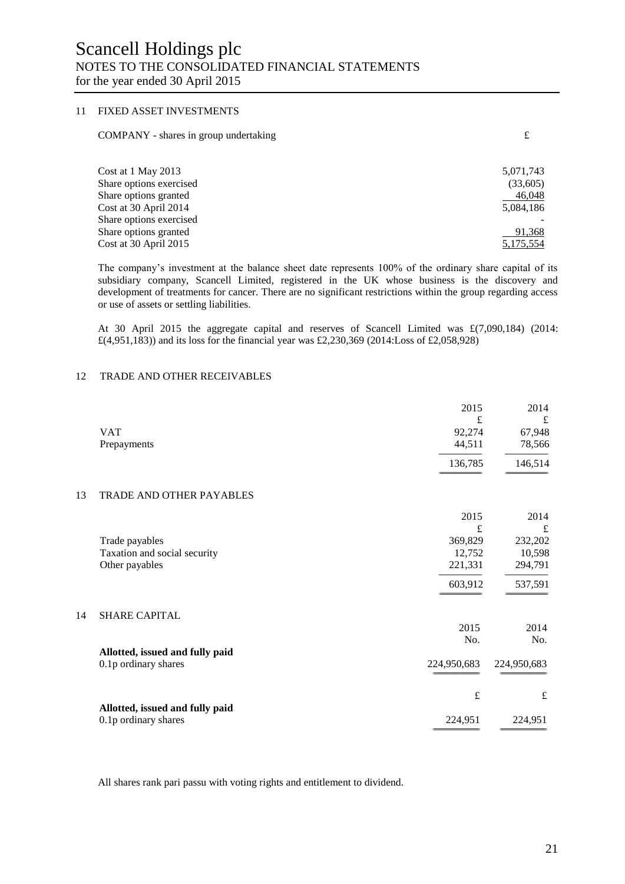# Scancell Holdings plc

NOTES TO THE CONSOLIDATED FINANCIAL STATEMENTS
for the year ended 30 April 2015

## 11 FIXED ASSET INVESTMENTS

| COMPANY - shares in group undertaking | £ |
|---|---|
| Cost at 1 May 2013 | 5,071,743 |
| Share options exercised | (33,605) |
| Share options granted | 46,048 |
| Cost at 30 April 2014 | 5,084,186 |
| Share options exercised | - |
| Share options granted | 91,368 |
| Cost at 30 April 2015 | 5,175,554 |

The company's investment at the balance sheet date represents 100% of the ordinary share capital of its subsidiary company, Scancell Limited, registered in the UK whose business is the discovery and development of treatments for cancer. There are no significant restrictions within the group regarding access or use of assets or settling liabilities.

At 30 April 2015 the aggregate capital and reserves of Scancell Limited was £(7,090,184) (2014: £(4,951,183)) and its loss for the financial year was £2,230,369 (2014:Loss of £2,058,928)

## 12 TRADE AND OTHER RECEIVABLES

| | 2015 | 2014 |
|---|---|---|
| | £ | £ |
| VAT | 92,274 | 67,948 |
| Prepayments | 44,511 | 78,566 |
| | 136,785 | 146,514 |

## 13 TRADE AND OTHER PAYABLES

| | 2015 | 2014 |
|---|---|---|
| | £ | £ |
| Trade payables | 369,829 | 232,202 |
| Taxation and social security | 12,752 | 10,598 |
| Other payables | 221,331 | 294,791 |
| | 603,912 | 537,591 |

## 14 SHARE CAPITAL

| | 2015 | 2014 |
|---|---|---|
| | No. | No. |
| **Allotted, issued and fully paid** | | |
| 0.1p ordinary shares | 224,950,683 | 224,950,683 |
| | £ | £ |
| **Allotted, issued and fully paid** | | |
| 0.1p ordinary shares | 224,951 | 224,951 |

All shares rank pari passu with voting rights and entitlement to dividend.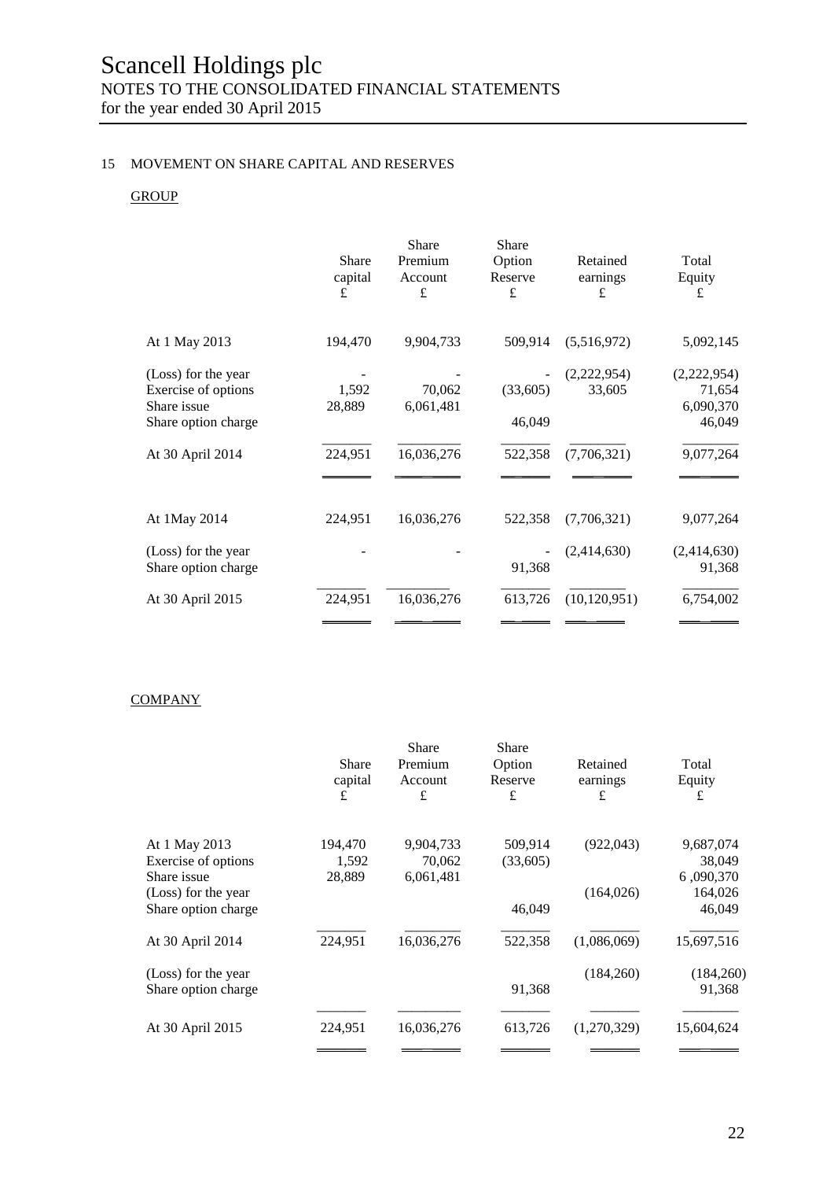# Scancell Holdings plc

NOTES TO THE CONSOLIDATED FINANCIAL STATEMENTS
for the year ended 30 April 2015

## 15 MOVEMENT ON SHARE CAPITAL AND RESERVES

### GROUP

| | Share capital £ | Share Premium Account £ | Share Option Reserve £ | Retained earnings £ | Total Equity £ |
|---|---|---|---|---|---|
| At 1 May 2013 | 194,470 | 9,904,733 | 509,914 | (5,516,972) | 5,092,145 |
| (Loss) for the year | - | - | - | (2,222,954) | (2,222,954) |
| Exercise of options | 1,592 | 70,062 | (33,605) | 33,605 | 71,654 |
| Share issue | 28,889 | 6,061,481 | | | 6,090,370 |
| Share option charge | | | 46,049 | | 46,049 |
| At 30 April 2014 | 224,951 | 16,036,276 | 522,358 | (7,706,321) | 9,077,264 |
| | | | | | |
| At 1May 2014 | 224,951 | 16,036,276 | 522,358 | (7,706,321) | 9,077,264 |
| (Loss) for the year | - | - | - | (2,414,630) | (2,414,630) |
| Share option charge | | | 91,368 | | 91,368 |
| At 30 April 2015 | 224,951 | 16,036,276 | 613,726 | (10,120,951) | 6,754,002 |

### COMPANY

| | Share capital £ | Share Premium Account £ | Share Option Reserve £ | Retained earnings £ | Total Equity £ |
|---|---|---|---|---|---|
| At 1 May 2013 | 194,470 | 9,904,733 | 509,914 | (922,043) | 9,687,074 |
| Exercise of options | 1,592 | 70,062 | (33,605) | | 38,049 |
| Share issue | 28,889 | 6,061,481 | | | 6 ,090,370 |
| (Loss) for the year | | | | (164,026) | 164,026 |
| Share option charge | | | 46,049 | | 46,049 |
| At 30 April 2014 | 224,951 | 16,036,276 | 522,358 | (1,086,069) | 15,697,516 |
| (Loss) for the year | | | | (184,260) | (184,260) |
| Share option charge | | | 91,368 | | 91,368 |
| At 30 April 2015 | 224,951 | 16,036,276 | 613,726 | (1,270,329) | 15,604,624 |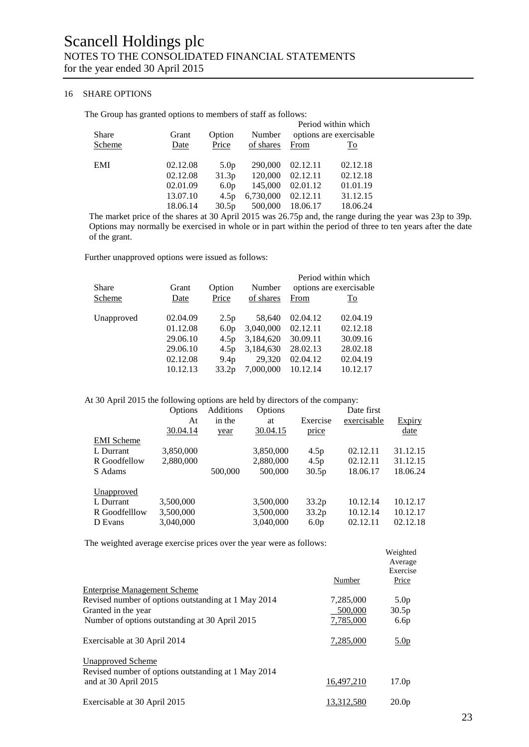# Scancell Holdings plc
## NOTES TO THE CONSOLIDATED FINANCIAL STATEMENTS
for the year ended 30 April 2015

### 16 SHARE OPTIONS

The Group has granted options to members of staff as follows:

| Share Scheme | Grant Date | Option Price | Number of shares | Period within which options are exercisable From | To |
|---|---|---|---|---|---|
| EMI | 02.12.08 | 5.0p | 290,000 | 02.12.11 | 02.12.18 |
| | 02.12.08 | 31.3p | 120,000 | 02.12.11 | 02.12.18 |
| | 02.01.09 | 6.0p | 145,000 | 02.01.12 | 01.01.19 |
| | 13.07.10 | 4.5p | 6,730,000 | 02.12.11 | 31.12.15 |
| | 18.06.14 | 30.5p | 500,000 | 18.06.17 | 18.06.24 |

The market price of the shares at 30 April 2015 was 26.75p and, the range during the year was 23p to 39p. Options may normally be exercised in whole or in part within the period of three to ten years after the date of the grant.

Further unapproved options were issued as follows:

| Share Scheme | Grant Date | Option Price | Number of shares | Period within which options are exercisable From | To |
|---|---|---|---|---|---|
| Unapproved | 02.04.09 | 2.5p | 58,640 | 02.04.12 | 02.04.19 |
| | 01.12.08 | 6.0p | 3,040,000 | 02.12.11 | 02.12.18 |
| | 29.06.10 | 4.5p | 3,184,620 | 30.09.11 | 30.09.16 |
| | 29.06.10 | 4.5p | 3,184,630 | 28.02.13 | 28.02.18 |
| | 02.12.08 | 9.4p | 29,320 | 02.04.12 | 02.04.19 |
| | 10.12.13 | 33.2p | 7,000,000 | 10.12.14 | 10.12.17 |

At 30 April 2015 the following options are held by directors of the company:

| | Options At 30.04.14 | Additions in the year | Options at 30.04.15 | Exercise price | Date first exercisable | Expiry date |
|---|---|---|---|---|---|---|
| EMI Scheme | | | | | | |
| L Durrant | 3,850,000 | | 3,850,000 | 4.5p | 02.12.11 | 31.12.15 |
| R Goodfellow | 2,880,000 | | 2,880,000 | 4.5p | 02.12.11 | 31.12.15 |
| S Adams | | 500,000 | 500,000 | 30.5p | 18.06.17 | 18.06.24 |
| Unapproved | | | | | | |
| L Durrant | 3,500,000 | | 3,500,000 | 33.2p | 10.12.14 | 10.12.17 |
| R Goodfelllow | 3,500,000 | | 3,500,000 | 33.2p | 10.12.14 | 10.12.17 |
| D Evans | 3,040,000 | | 3,040,000 | 6.0p | 02.12.11 | 02.12.18 |

The weighted average exercise prices over the year were as follows:

| | Number | Weighted Average Exercise Price |
|---|---|---|
| Enterprise Management Scheme | | |
| Revised number of options outstanding at 1 May 2014 | 7,285,000 | 5.0p |
| Granted in the year | 500,000 | 30.5p |
| Number of options outstanding at 30 April 2015 | 7,785,000 | 6.6p |
| Exercisable at 30 April 2014 | 7,285,000 | 5.0p |
| Unapproved Scheme | | |
| Revised number of options outstanding at 1 May 2014 and at 30 April 2015 | 16,497,210 | 17.0p |
| Exercisable at 30 April 2015 | 13,312,580 | 20.0p |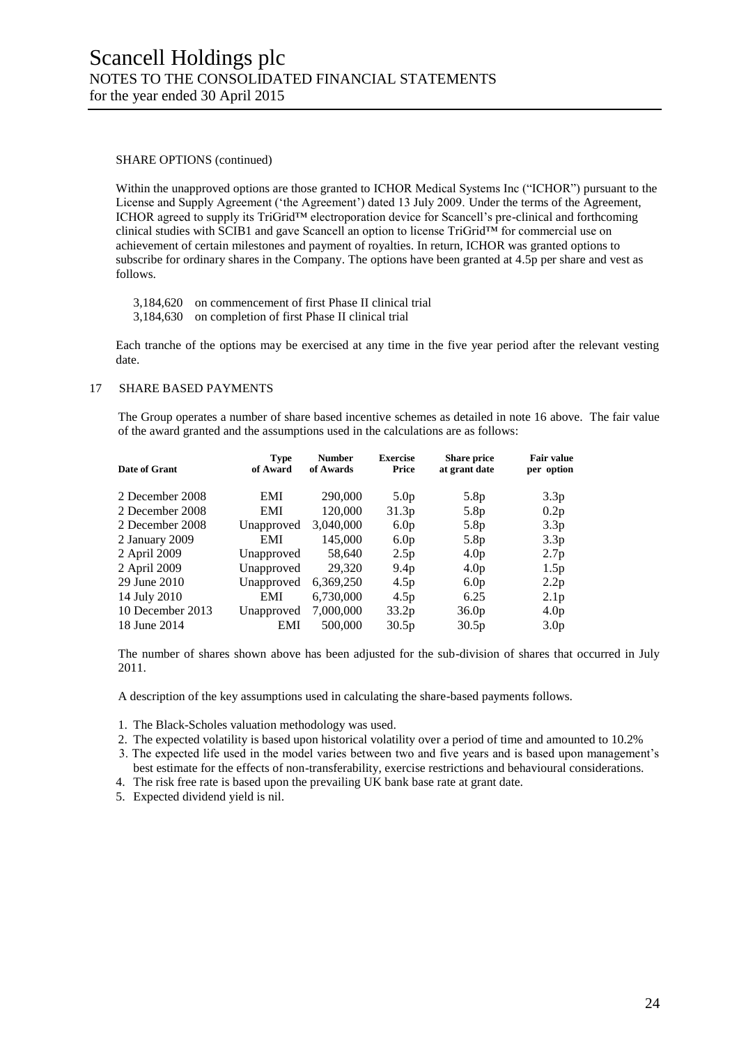SHARE OPTIONS (continued)

Within the unapproved options are those granted to ICHOR Medical Systems Inc ("ICHOR") pursuant to the License and Supply Agreement ('the Agreement') dated 13 July 2009. Under the terms of the Agreement, ICHOR agreed to supply its TriGrid™ electroporation device for Scancell's pre-clinical and forthcoming clinical studies with SCIB1 and gave Scancell an option to license TriGrid™ for commercial use on achievement of certain milestones and payment of royalties. In return, ICHOR was granted options to subscribe for ordinary shares in the Company. The options have been granted at 4.5p per share and vest as follows.

3,184,620 on commencement of first Phase II clinical trial
3,184,630 on completion of first Phase II clinical trial

Each tranche of the options may be exercised at any time in the five year period after the relevant vesting date.

## 17 SHARE BASED PAYMENTS

The Group operates a number of share based incentive schemes as detailed in note 16 above. The fair value of the award granted and the assumptions used in the calculations are as follows:

| Date of Grant | Type of Award | Number of Awards | Exercise Price | Share price at grant date | Fair value per option |
|---|---|---|---|---|---|
| 2 December 2008 | EMI | 290,000 | 5.0p | 5.8p | 3.3p |
| 2 December 2008 | EMI | 120,000 | 31.3p | 5.8p | 0.2p |
| 2 December 2008 | Unapproved | 3,040,000 | 6.0p | 5.8p | 3.3p |
| 2 January 2009 | EMI | 145,000 | 6.0p | 5.8p | 3.3p |
| 2 April 2009 | Unapproved | 58,640 | 2.5p | 4.0p | 2.7p |
| 2 April 2009 | Unapproved | 29,320 | 9.4p | 4.0p | 1.5p |
| 29 June 2010 | Unapproved | 6,369,250 | 4.5p | 6.0p | 2.2p |
| 14 July 2010 | EMI | 6,730,000 | 4.5p | 6.25 | 2.1p |
| 10 December 2013 | Unapproved | 7,000,000 | 33.2p | 36.0p | 4.0p |
| 18 June 2014 | EMI | 500,000 | 30.5p | 30.5p | 3.0p |

The number of shares shown above has been adjusted for the sub-division of shares that occurred in July 2011.

A description of the key assumptions used in calculating the share-based payments follows.

1. The Black-Scholes valuation methodology was used.
2. The expected volatility is based upon historical volatility over a period of time and amounted to 10.2%
3. The expected life used in the model varies between two and five years and is based upon management's best estimate for the effects of non-transferability, exercise restrictions and behavioural considerations.
4. The risk free rate is based upon the prevailing UK bank base rate at grant date.
5. Expected dividend yield is nil.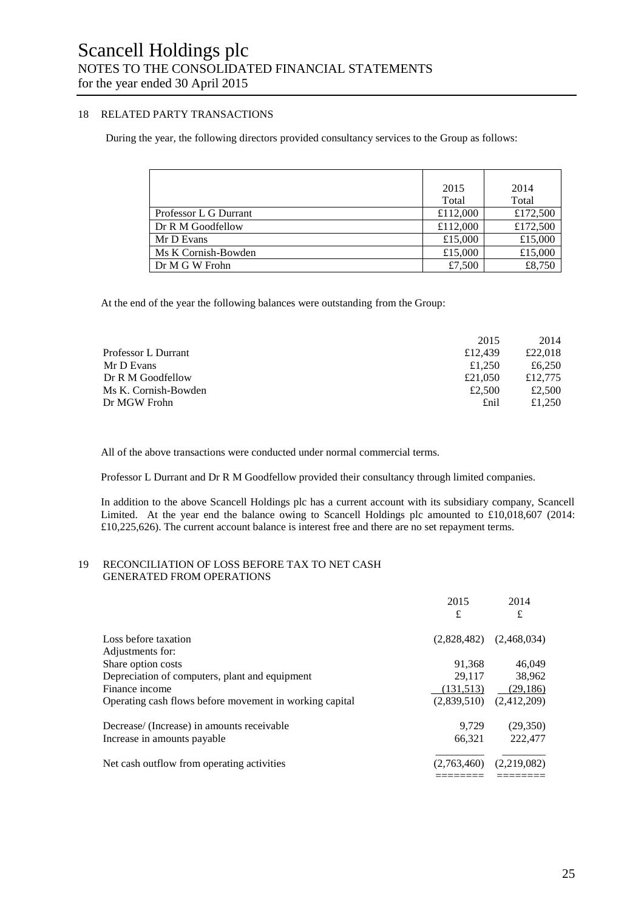# Scancell Holdings plc
## NOTES TO THE CONSOLIDATED FINANCIAL STATEMENTS
for the year ended 30 April 2015

### 18 RELATED PARTY TRANSACTIONS

During the year, the following directors provided consultancy services to the Group as follows:

| | 2015 Total | 2014 Total |
|---|---|---|
| Professor L G Durrant | £112,000 | £172,500 |
| Dr R M Goodfellow | £112,000 | £172,500 |
| Mr D Evans | £15,000 | £15,000 |
| Ms K Cornish-Bowden | £15,000 | £15,000 |
| Dr M G W Frohn | £7,500 | £8,750 |

At the end of the year the following balances were outstanding from the Group:

| | 2015 | 2014 |
|---|---|---|
| Professor L Durrant | £12,439 | £22,018 |
| Mr D Evans | £1,250 | £6,250 |
| Dr R M Goodfellow | £21,050 | £12,775 |
| Ms K. Cornish-Bowden | £2,500 | £2,500 |
| Dr MGW Frohn | £nil | £1,250 |

All of the above transactions were conducted under normal commercial terms.

Professor L Durrant and Dr R M Goodfellow provided their consultancy through limited companies.

In addition to the above Scancell Holdings plc has a current account with its subsidiary company, Scancell Limited. At the year end the balance owing to Scancell Holdings plc amounted to £10,018,607 (2014: £10,225,626). The current account balance is interest free and there are no set repayment terms.

### 19 RECONCILIATION OF LOSS BEFORE TAX TO NET CASH GENERATED FROM OPERATIONS

| | 2015 £ | 2014 £ |
|---|---|---|
| Loss before taxation | (2,828,482) | (2,468,034) |
| Adjustments for: | | |
| Share option costs | 91,368 | 46,049 |
| Depreciation of computers, plant and equipment | 29,117 | 38,962 |
| Finance income | (131,513) | (29,186) |
| Operating cash flows before movement in working capital | (2,839,510) | (2,412,209) |
| Decrease/ (Increase) in amounts receivable | 9,729 | (29,350) |
| Increase in amounts payable | 66,321 | 222,477 |
| Net cash outflow from operating activities | (2,763,460) | (2,219,082) |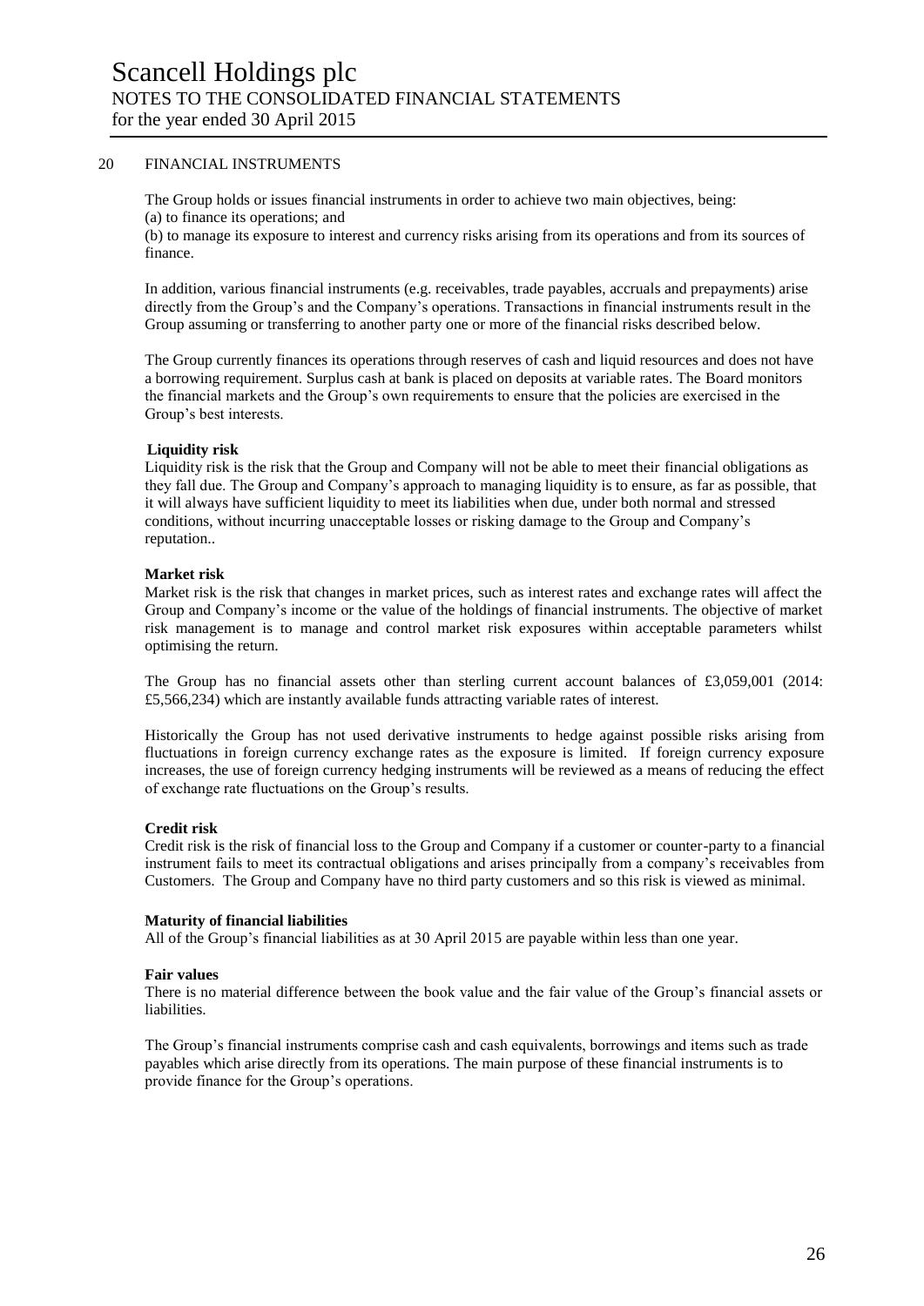## 20 FINANCIAL INSTRUMENTS

The Group holds or issues financial instruments in order to achieve two main objectives, being:
(a) to finance its operations; and
(b) to manage its exposure to interest and currency risks arising from its operations and from its sources of finance.

In addition, various financial instruments (e.g. receivables, trade payables, accruals and prepayments) arise directly from the Group's and the Company's operations. Transactions in financial instruments result in the Group assuming or transferring to another party one or more of the financial risks described below.

The Group currently finances its operations through reserves of cash and liquid resources and does not have a borrowing requirement. Surplus cash at bank is placed on deposits at variable rates. The Board monitors the financial markets and the Group's own requirements to ensure that the policies are exercised in the Group's best interests.

**Liquidity risk**

Liquidity risk is the risk that the Group and Company will not be able to meet their financial obligations as they fall due. The Group and Company's approach to managing liquidity is to ensure, as far as possible, that it will always have sufficient liquidity to meet its liabilities when due, under both normal and stressed conditions, without incurring unacceptable losses or risking damage to the Group and Company's reputation..

**Market risk**

Market risk is the risk that changes in market prices, such as interest rates and exchange rates will affect the Group and Company's income or the value of the holdings of financial instruments. The objective of market risk management is to manage and control market risk exposures within acceptable parameters whilst optimising the return.

The Group has no financial assets other than sterling current account balances of £3,059,001 (2014: £5,566,234) which are instantly available funds attracting variable rates of interest.

Historically the Group has not used derivative instruments to hedge against possible risks arising from fluctuations in foreign currency exchange rates as the exposure is limited. If foreign currency exposure increases, the use of foreign currency hedging instruments will be reviewed as a means of reducing the effect of exchange rate fluctuations on the Group's results.

**Credit risk**

Credit risk is the risk of financial loss to the Group and Company if a customer or counter-party to a financial instrument fails to meet its contractual obligations and arises principally from a company's receivables from Customers. The Group and Company have no third party customers and so this risk is viewed as minimal.

**Maturity of financial liabilities**

All of the Group's financial liabilities as at 30 April 2015 are payable within less than one year.

**Fair values**

There is no material difference between the book value and the fair value of the Group's financial assets or liabilities.

The Group's financial instruments comprise cash and cash equivalents, borrowings and items such as trade payables which arise directly from its operations. The main purpose of these financial instruments is to provide finance for the Group's operations.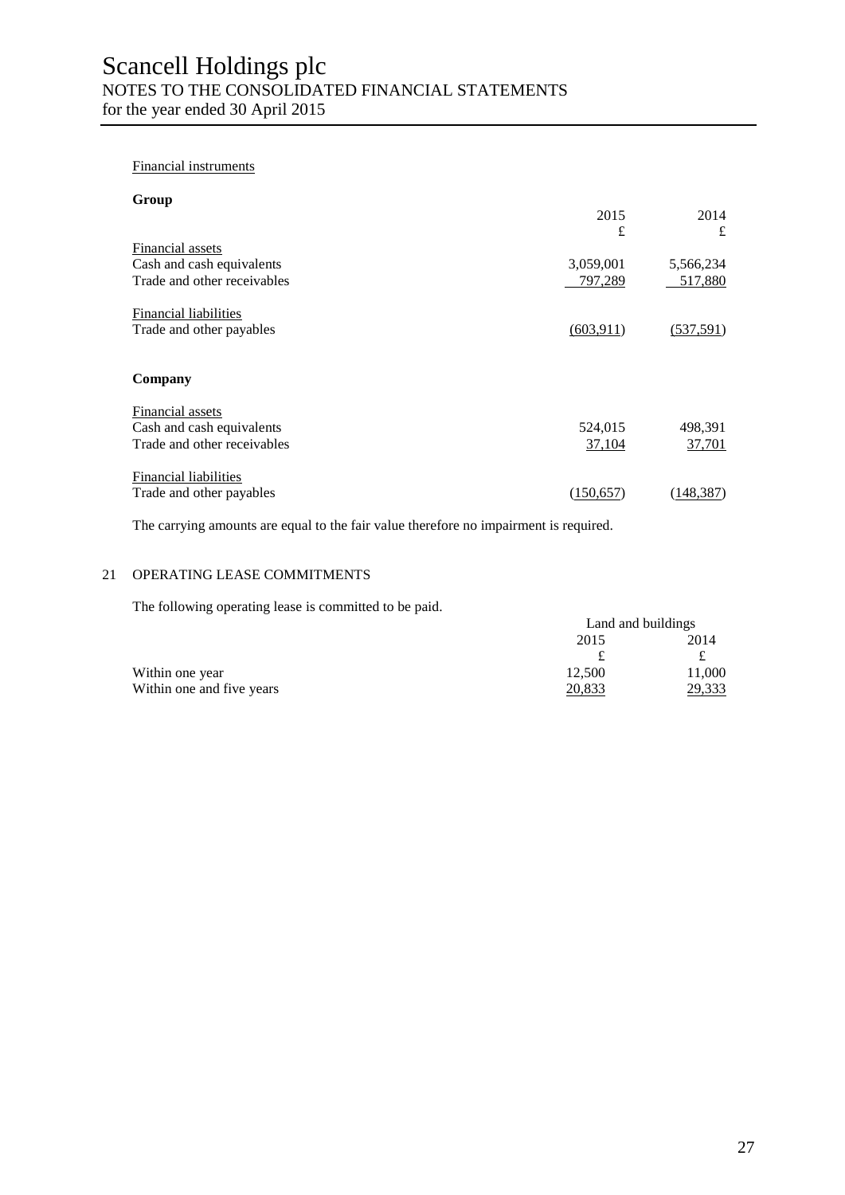Financial instruments

**Group**

| | 2015<br>£ | 2014<br>£ |
|---|---|---|
| Financial assets | | |
| Cash and cash equivalents | 3,059,001 | 5,566,234 |
| Trade and other receivables | 797,289 | 517,880 |
| | | |
| Financial liabilities | | |
| Trade and other payables | (603,911) | (537,591) |

**Company**

| | 2015<br>£ | 2014<br>£ |
|---|---|---|
| Financial assets | | |
| Cash and cash equivalents | 524,015 | 498,391 |
| Trade and other receivables | 37,104 | 37,701 |
| | | |
| Financial liabilities | | |
| Trade and other payables | (150,657) | (148,387) |

The carrying amounts are equal to the fair value therefore no impairment is required.

## 21 OPERATING LEASE COMMITMENTS

The following operating lease is committed to be paid.

| | Land and buildings | |
|---|---|---|
| | 2015<br>£ | 2014<br>£ |
| Within one year | 12,500 | 11,000 |
| Within one and five years | 20,833 | 29,333 |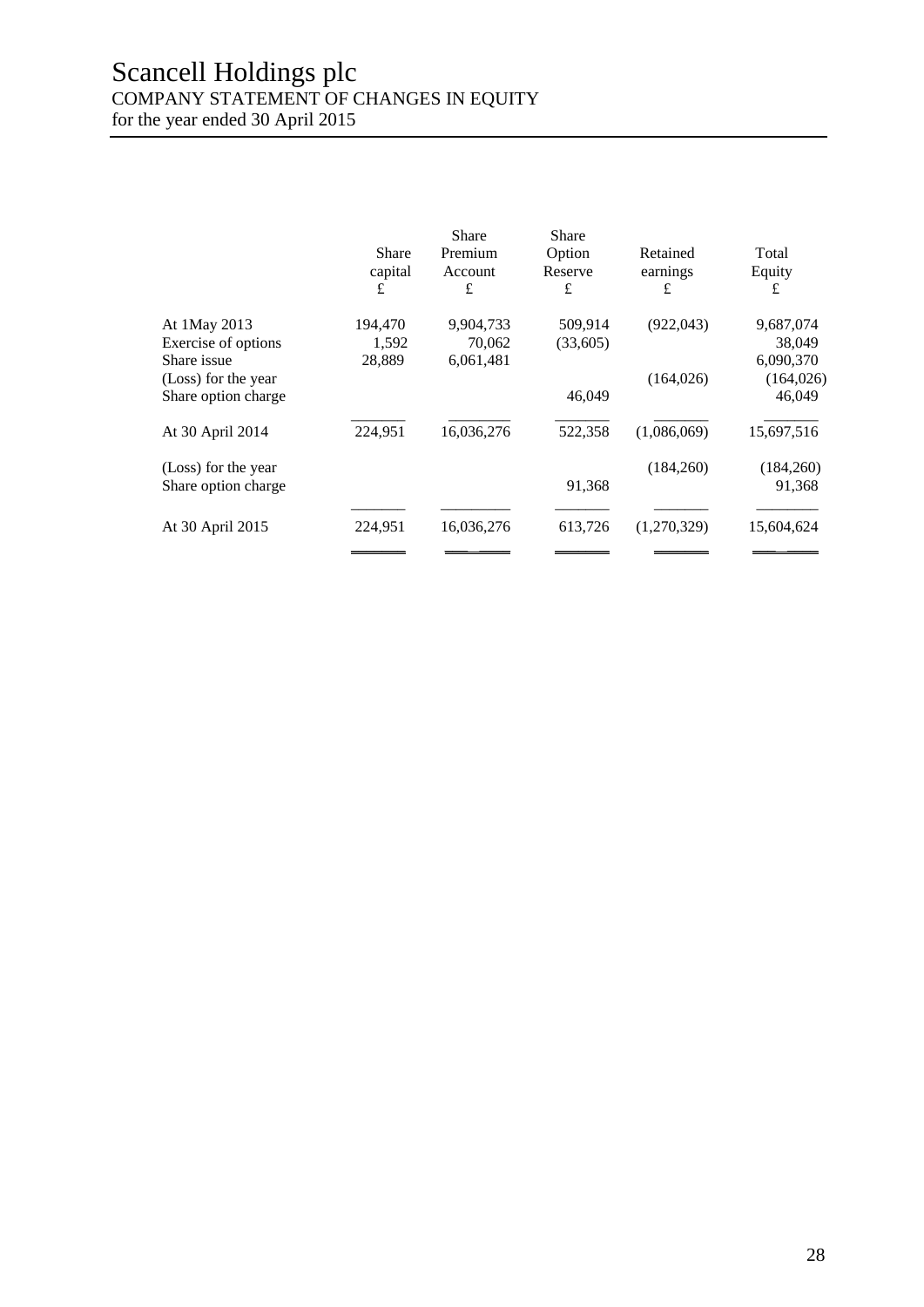# Scancell Holdings plc

COMPANY STATEMENT OF CHANGES IN EQUITY
for the year ended 30 April 2015

| | Share capital £ | Share Premium Account £ | Share Option Reserve £ | Retained earnings £ | Total Equity £ |
|---|---|---|---|---|---|
| At 1May 2013 | 194,470 | 9,904,733 | 509,914 | (922,043) | 9,687,074 |
| Exercise of options | 1,592 | 70,062 | (33,605) | | 38,049 |
| Share issue | 28,889 | 6,061,481 | | | 6,090,370 |
| (Loss) for the year | | | | (164,026) | (164,026) |
| Share option charge | | | 46,049 | | 46,049 |
| At 30 April 2014 | 224,951 | 16,036,276 | 522,358 | (1,086,069) | 15,697,516 |
| (Loss) for the year | | | | (184,260) | (184,260) |
| Share option charge | | | 91,368 | | 91,368 |
| At 30 April 2015 | 224,951 | 16,036,276 | 613,726 | (1,270,329) | 15,604,624 |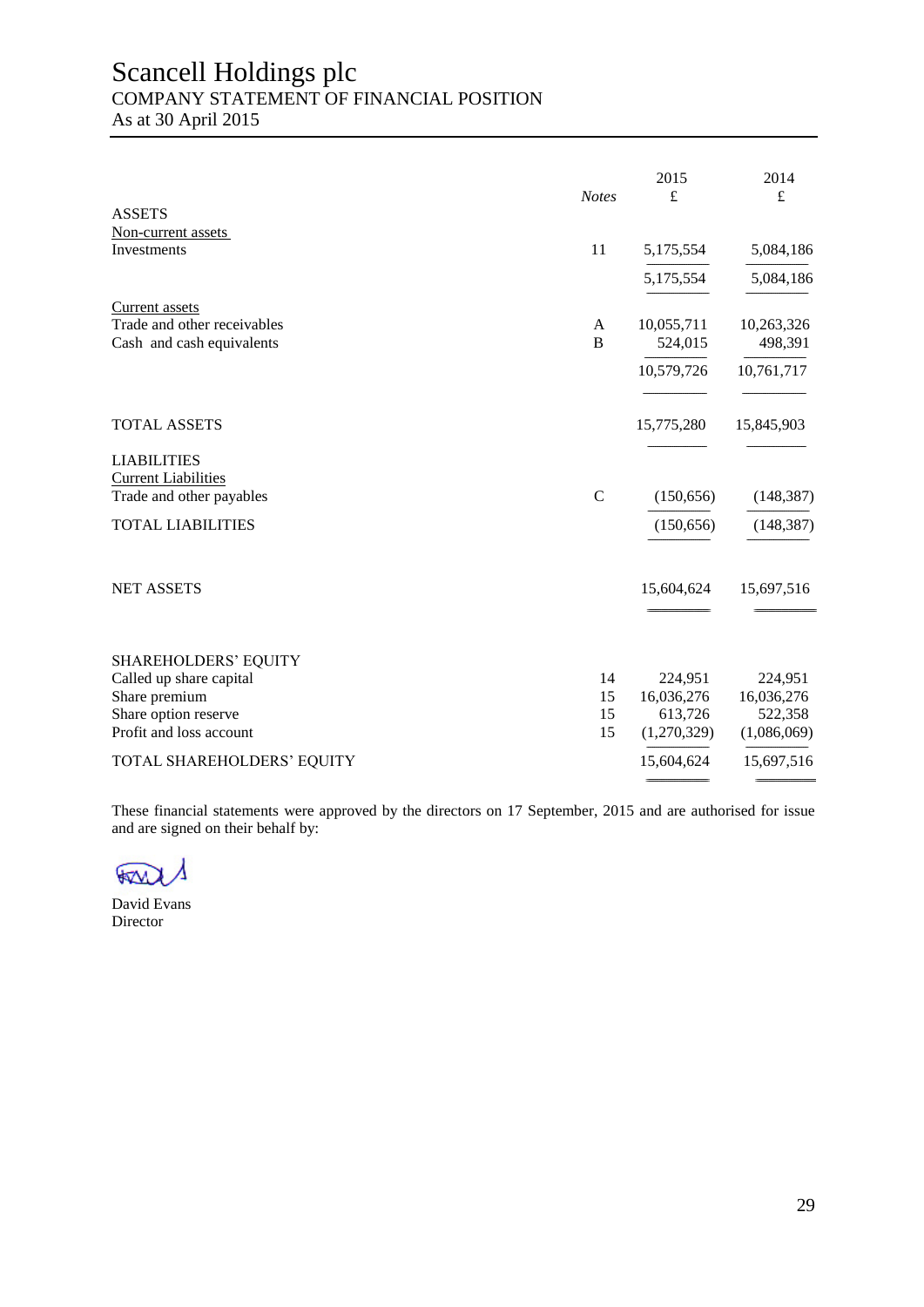# Scancell Holdings plc

## COMPANY STATEMENT OF FINANCIAL POSITION

As at 30 April 2015

| | Notes | 2015 £ | 2014 £ |
|---|---|---|---|
| **ASSETS** | | | |
| Non-current assets | | | |
| Investments | 11 | 5,175,554 | 5,084,186 |
| | | 5,175,554 | 5,084,186 |
| Current assets | | | |
| Trade and other receivables | A | 10,055,711 | 10,263,326 |
| Cash and cash equivalents | B | 524,015 | 498,391 |
| | | 10,579,726 | 10,761,717 |
| TOTAL ASSETS | | 15,775,280 | 15,845,903 |
| **LIABILITIES** | | | |
| Current Liabilities | | | |
| Trade and other payables | C | (150,656) | (148,387) |
| TOTAL LIABILITIES | | (150,656) | (148,387) |
| NET ASSETS | | 15,604,624 | 15,697,516 |
| **SHAREHOLDERS' EQUITY** | | | |
| Called up share capital | 14 | 224,951 | 224,951 |
| Share premium | 15 | 16,036,276 | 16,036,276 |
| Share option reserve | 15 | 613,726 | 522,358 |
| Profit and loss account | 15 | (1,270,329) | (1,086,069) |
| TOTAL SHAREHOLDERS' EQUITY | | 15,604,624 | 15,697,516 |

These financial statements were approved by the directors on 17 September, 2015 and are authorised for issue and are signed on their behalf by:

David Evans
Director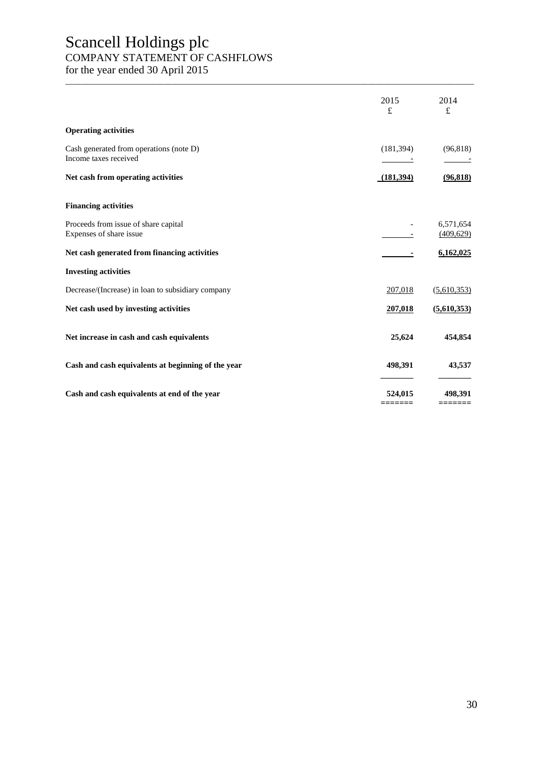# Scancell Holdings plc

## COMPANY STATEMENT OF CASHFLOWS

for the year ended 30 April 2015

| | 2015 £ | 2014 £ |
|---|---|---|
| **Operating activities** | | |
| Cash generated from operations (note D) | (181,394) | (96,818) |
| Income taxes received | - | - |
| **Net cash from operating activities** | **(181,394)** | **(96,818)** |
| **Financing activities** | | |
| Proceeds from issue of share capital | - | 6,571,654 |
| Expenses of share issue | - | (409,629) |
| **Net cash generated from financing activities** | **-** | **6,162,025** |
| **Investing activities** | | |
| Decrease/(Increase) in loan to subsidiary company | 207,018 | (5,610,353) |
| **Net cash used by investing activities** | **207,018** | **(5,610,353)** |
| **Net increase in cash and cash equivalents** | **25,624** | **454,854** |
| **Cash and cash equivalents at beginning of the year** | **498,391** | **43,537** |
| **Cash and cash equivalents at end of the year** | **524,015** | **498,391** |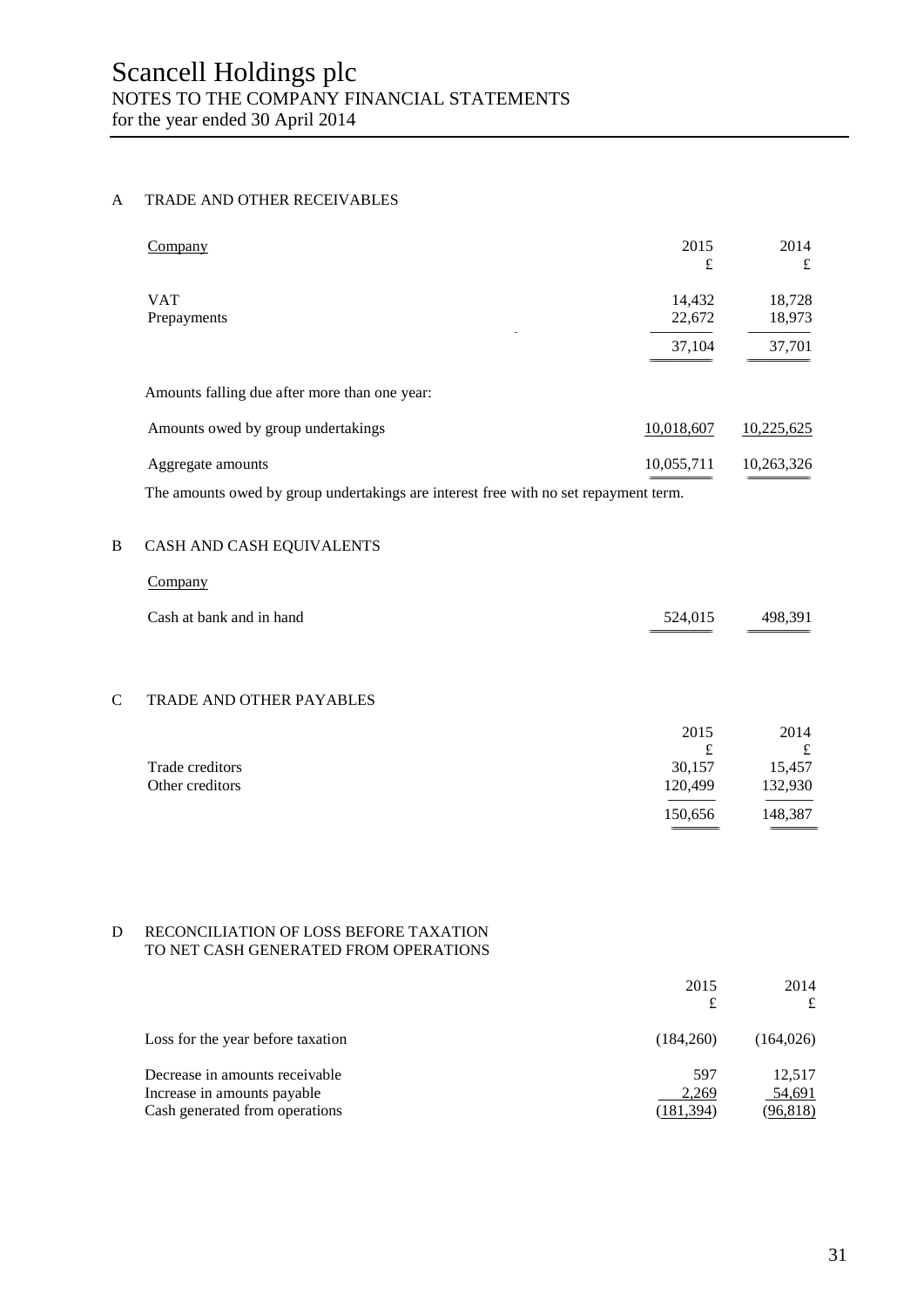# Scancell Holdings plc

## NOTES TO THE COMPANY FINANCIAL STATEMENTS

for the year ended 30 April 2014

### A TRADE AND OTHER RECEIVABLES

| Company | 2015 £ | 2014 £ |
|---|---|---|
| VAT | 14,432 | 18,728 |
| Prepayments | 22,672 | 18,973 |
| | 37,104 | 37,701 |
| Amounts falling due after more than one year: | | |
| Amounts owed by group undertakings | 10,018,607 | 10,225,625 |
| Aggregate amounts | 10,055,711 | 10,263,326 |

The amounts owed by group undertakings are interest free with no set repayment term.

### B CASH AND CASH EQUIVALENTS

| Company | | |
|---|---|---|
| Cash at bank and in hand | 524,015 | 498,391 |

### C TRADE AND OTHER PAYABLES

| | 2015 £ | 2014 £ |
|---|---|---|
| Trade creditors | 30,157 | 15,457 |
| Other creditors | 120,499 | 132,930 |
| | 150,656 | 148,387 |

### D RECONCILIATION OF LOSS BEFORE TAXATION TO NET CASH GENERATED FROM OPERATIONS

| | 2015 £ | 2014 £ |
|---|---|---|
| Loss for the year before taxation | (184,260) | (164,026) |
| Decrease in amounts receivable | 597 | 12,517 |
| Increase in amounts payable | 2,269 | 54,691 |
| Cash generated from operations | (181,394) | (96,818) |